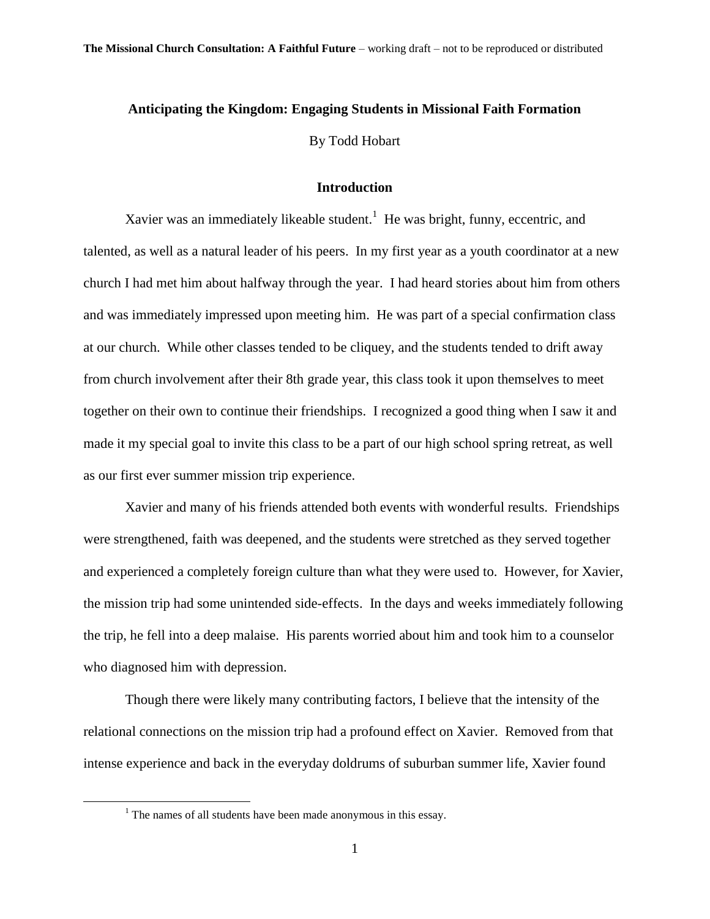# Anticipating the Kingdom: Engaging Students in Missional Faith Formation

By Todd Hobart

## Introduction

Xavier was an immediately likeable student.[1] He was bright, funny, eccentric, and talented, as well as a natural leader of his peers. In my first year as a youth coordinator at a new church I had met him about halfway through the year. I had heard stories about him from others and was immediately impressed upon meeting him. He was part of a special confirmation class at our church. While other classes tended to be cliquey, and the students tended to drift away from church involvement after their 8th grade year, this class took it upon themselves to meet together on their own to continue their friendships. I recognized a good thing when I saw it and made it my special goal to invite this class to be a part of our high school spring retreat, as well as our first ever summer mission trip experience.

Xavier and many of his friends attended both events with wonderful results. Friendships were strengthened, faith was deepened, and the students were stretched as they served together and experienced a completely foreign culture than what they were used to. However, for Xavier, the mission trip had some unintended side-effects. In the days and weeks immediately following the trip, he fell into a deep malaise. His parents worried about him and took him to a counselor who diagnosed him with depression.

Though there were likely many contributing factors, I believe that the intensity of the relational connections on the mission trip had a profound effect on Xavier. Removed from that intense experience and back in the everyday doldrums of suburban summer life, Xavier found

[1] The names of all students have been made anonymous in this essay.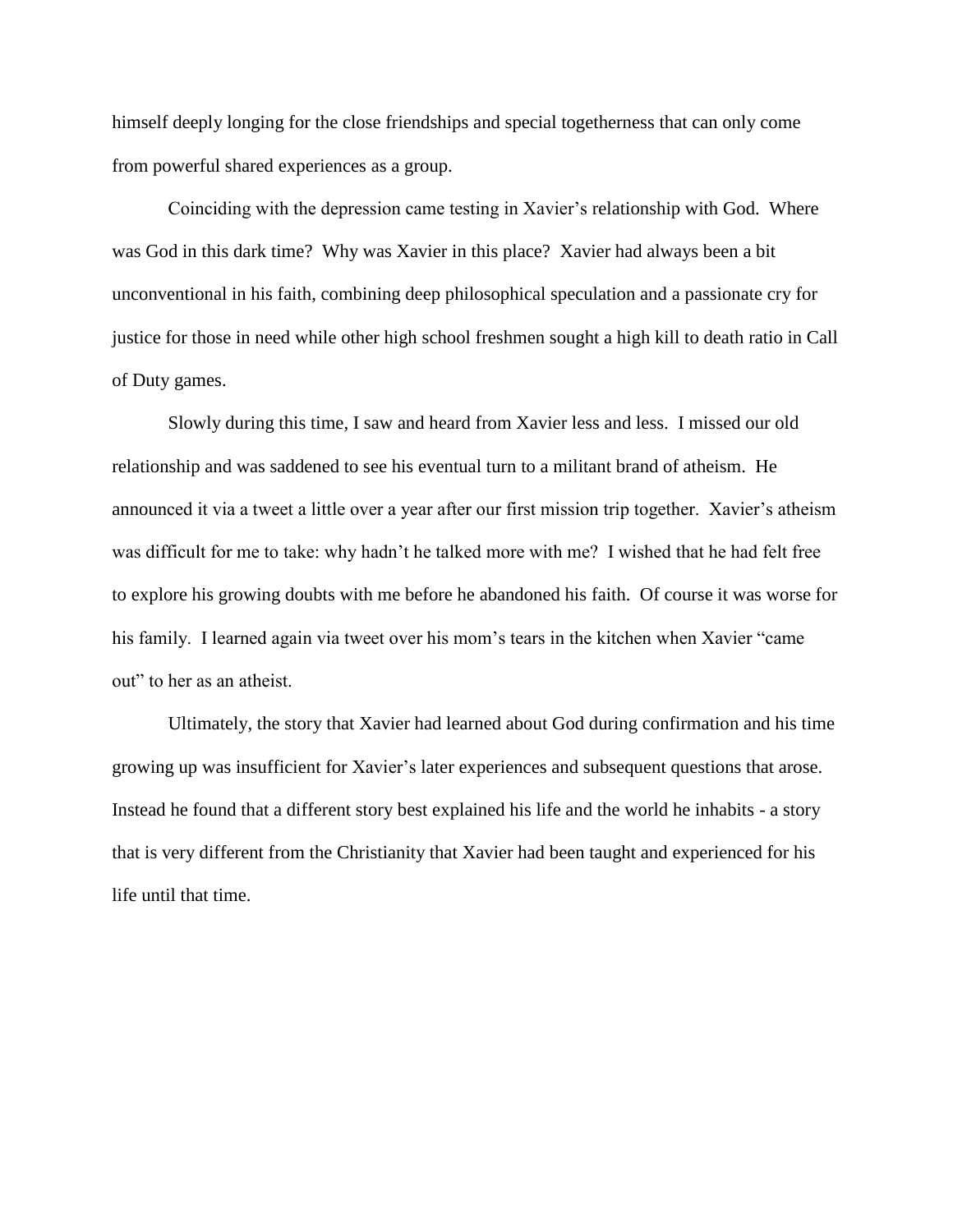himself deeply longing for the close friendships and special togetherness that can only come from powerful shared experiences as a group.

Coinciding with the depression came testing in Xavier's relationship with God. Where was God in this dark time? Why was Xavier in this place? Xavier had always been a bit unconventional in his faith, combining deep philosophical speculation and a passionate cry for justice for those in need while other high school freshmen sought a high kill to death ratio in Call of Duty games.

Slowly during this time, I saw and heard from Xavier less and less. I missed our old relationship and was saddened to see his eventual turn to a militant brand of atheism. He announced it via a tweet a little over a year after our first mission trip together. Xavier's atheism was difficult for me to take: why hadn't he talked more with me? I wished that he had felt free to explore his growing doubts with me before he abandoned his faith. Of course it was worse for his family. I learned again via tweet over his mom's tears in the kitchen when Xavier "came out" to her as an atheist.

Ultimately, the story that Xavier had learned about God during confirmation and his time growing up was insufficient for Xavier's later experiences and subsequent questions that arose. Instead he found that a different story best explained his life and the world he inhabits - a story that is very different from the Christianity that Xavier had been taught and experienced for his life until that time.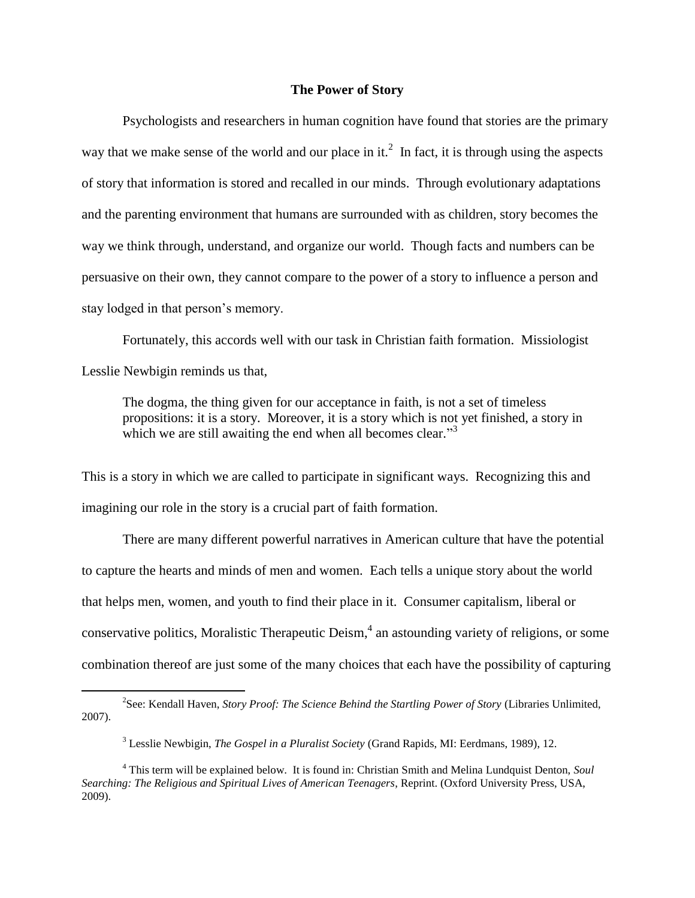## The Power of Story

Psychologists and researchers in human cognition have found that stories are the primary way that we make sense of the world and our place in it.[2] In fact, it is through using the aspects of story that information is stored and recalled in our minds. Through evolutionary adaptations and the parenting environment that humans are surrounded with as children, story becomes the way we think through, understand, and organize our world. Though facts and numbers can be persuasive on their own, they cannot compare to the power of a story to influence a person and stay lodged in that person's memory.

Fortunately, this accords well with our task in Christian faith formation. Missiologist Lesslie Newbigin reminds us that,

> The dogma, the thing given for our acceptance in faith, is not a set of timeless propositions: it is a story. Moreover, it is a story which is not yet finished, a story in which we are still awaiting the end when all becomes clear."[3]

This is a story in which we are called to participate in significant ways. Recognizing this and imagining our role in the story is a crucial part of faith formation.

There are many different powerful narratives in American culture that have the potential to capture the hearts and minds of men and women. Each tells a unique story about the world that helps men, women, and youth to find their place in it. Consumer capitalism, liberal or conservative politics, Moralistic Therapeutic Deism,[4] an astounding variety of religions, or some combination thereof are just some of the many choices that each have the possibility of capturing

---

[2] See: Kendall Haven, *Story Proof: The Science Behind the Startling Power of Story* (Libraries Unlimited, 2007).

[3] Lesslie Newbigin, *The Gospel in a Pluralist Society* (Grand Rapids, MI: Eerdmans, 1989), 12.

[4] This term will be explained below. It is found in: Christian Smith and Melina Lundquist Denton, *Soul Searching: The Religious and Spiritual Lives of American Teenagers*, Reprint. (Oxford University Press, USA, 2009).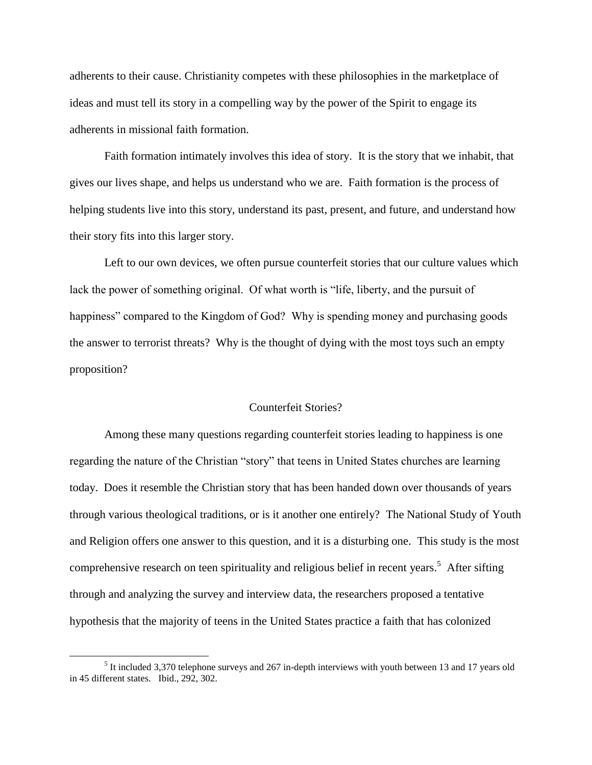adherents to their cause. Christianity competes with these philosophies in the marketplace of ideas and must tell its story in a compelling way by the power of the Spirit to engage its adherents in missional faith formation.

Faith formation intimately involves this idea of story. It is the story that we inhabit, that gives our lives shape, and helps us understand who we are. Faith formation is the process of helping students live into this story, understand its past, present, and future, and understand how their story fits into this larger story.

Left to our own devices, we often pursue counterfeit stories that our culture values which lack the power of something original. Of what worth is "life, liberty, and the pursuit of happiness" compared to the Kingdom of God? Why is spending money and purchasing goods the answer to terrorist threats? Why is the thought of dying with the most toys such an empty proposition?

## Counterfeit Stories?

Among these many questions regarding counterfeit stories leading to happiness is one regarding the nature of the Christian "story" that teens in United States churches are learning today. Does it resemble the Christian story that has been handed down over thousands of years through various theological traditions, or is it another one entirely? The National Study of Youth and Religion offers one answer to this question, and it is a disturbing one. This study is the most comprehensive research on teen spirituality and religious belief in recent years.[5] After sifting through and analyzing the survey and interview data, the researchers proposed a tentative hypothesis that the majority of teens in the United States practice a faith that has colonized

---

[5] It included 3,370 telephone surveys and 267 in-depth interviews with youth between 13 and 17 years old in 45 different states. Ibid., 292, 302.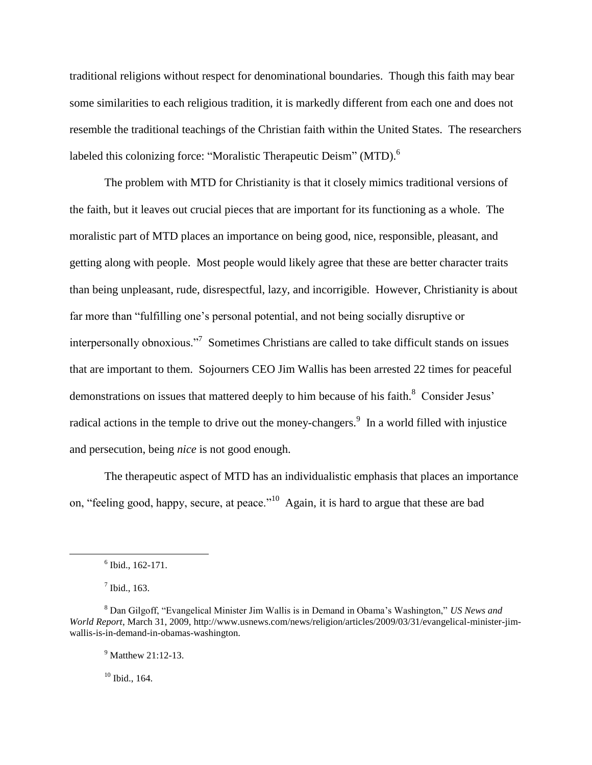traditional religions without respect for denominational boundaries. Though this faith may bear some similarities to each religious tradition, it is markedly different from each one and does not resemble the traditional teachings of the Christian faith within the United States. The researchers labeled this colonizing force: "Moralistic Therapeutic Deism" (MTD).[6]

The problem with MTD for Christianity is that it closely mimics traditional versions of the faith, but it leaves out crucial pieces that are important for its functioning as a whole. The moralistic part of MTD places an importance on being good, nice, responsible, pleasant, and getting along with people. Most people would likely agree that these are better character traits than being unpleasant, rude, disrespectful, lazy, and incorrigible. However, Christianity is about far more than "fulfilling one's personal potential, and not being socially disruptive or interpersonally obnoxious."[7] Sometimes Christians are called to take difficult stands on issues that are important to them. Sojourners CEO Jim Wallis has been arrested 22 times for peaceful demonstrations on issues that mattered deeply to him because of his faith.[8] Consider Jesus' radical actions in the temple to drive out the money-changers.[9] In a world filled with injustice and persecution, being *nice* is not good enough.

The therapeutic aspect of MTD has an individualistic emphasis that places an importance on, "feeling good, happy, secure, at peace."[10] Again, it is hard to argue that these are bad

---

[6] Ibid., 162-171.

[7] Ibid., 163.

[8] Dan Gilgoff, "Evangelical Minister Jim Wallis is in Demand in Obama's Washington," *US News and World Report*, March 31, 2009, http://www.usnews.com/news/religion/articles/2009/03/31/evangelical-minister-jim-wallis-is-in-demand-in-obamas-washington.

[9] Matthew 21:12-13.

[10] Ibid., 164.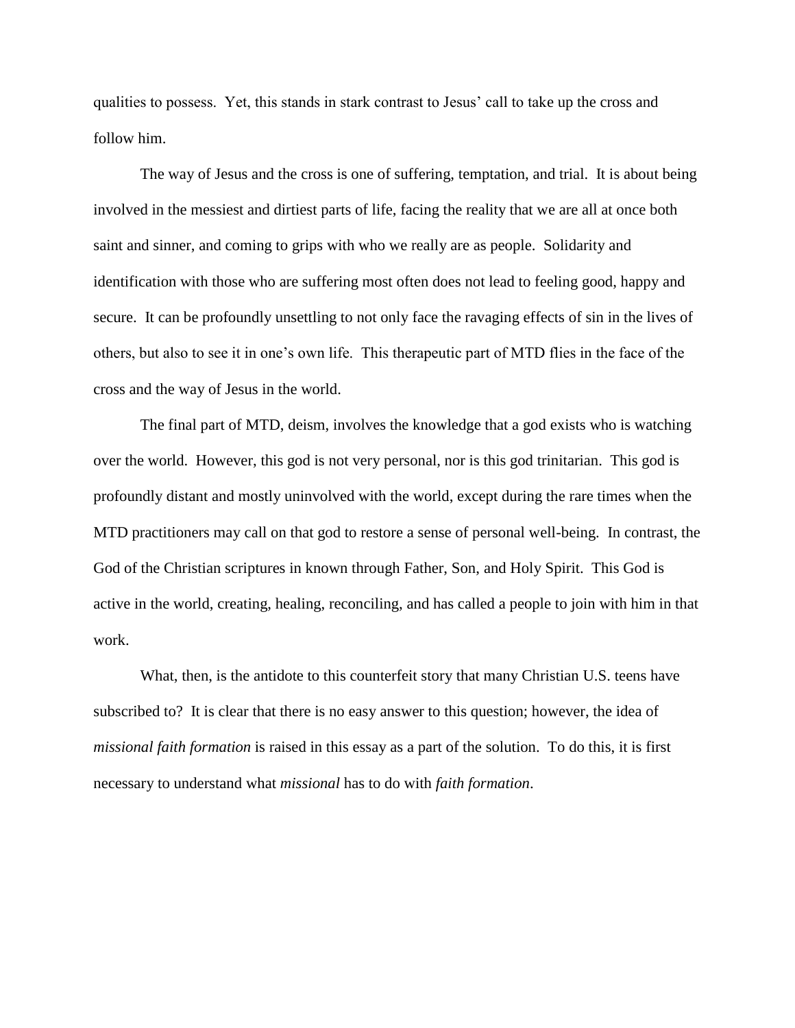qualities to possess. Yet, this stands in stark contrast to Jesus' call to take up the cross and follow him.

The way of Jesus and the cross is one of suffering, temptation, and trial. It is about being involved in the messiest and dirtiest parts of life, facing the reality that we are all at once both saint and sinner, and coming to grips with who we really are as people. Solidarity and identification with those who are suffering most often does not lead to feeling good, happy and secure. It can be profoundly unsettling to not only face the ravaging effects of sin in the lives of others, but also to see it in one's own life. This therapeutic part of MTD flies in the face of the cross and the way of Jesus in the world.

The final part of MTD, deism, involves the knowledge that a god exists who is watching over the world. However, this god is not very personal, nor is this god trinitarian. This god is profoundly distant and mostly uninvolved with the world, except during the rare times when the MTD practitioners may call on that god to restore a sense of personal well-being. In contrast, the God of the Christian scriptures in known through Father, Son, and Holy Spirit. This God is active in the world, creating, healing, reconciling, and has called a people to join with him in that work.

What, then, is the antidote to this counterfeit story that many Christian U.S. teens have subscribed to? It is clear that there is no easy answer to this question; however, the idea of *missional faith formation* is raised in this essay as a part of the solution. To do this, it is first necessary to understand what *missional* has to do with *faith formation*.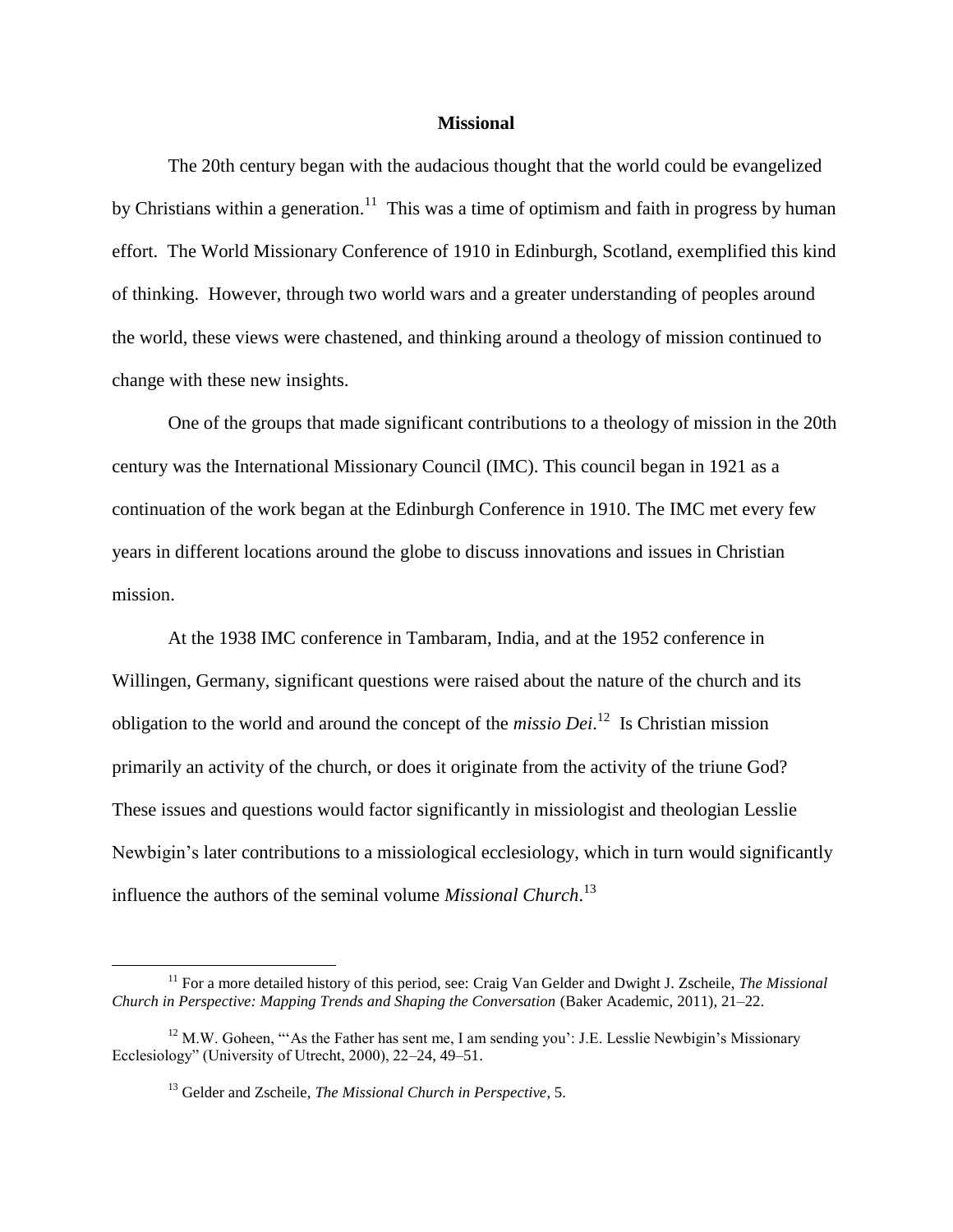## Missional

The 20th century began with the audacious thought that the world could be evangelized by Christians within a generation.[11] This was a time of optimism and faith in progress by human effort. The World Missionary Conference of 1910 in Edinburgh, Scotland, exemplified this kind of thinking. However, through two world wars and a greater understanding of peoples around the world, these views were chastened, and thinking around a theology of mission continued to change with these new insights.

One of the groups that made significant contributions to a theology of mission in the 20th century was the International Missionary Council (IMC). This council began in 1921 as a continuation of the work began at the Edinburgh Conference in 1910. The IMC met every few years in different locations around the globe to discuss innovations and issues in Christian mission.

At the 1938 IMC conference in Tambaram, India, and at the 1952 conference in Willingen, Germany, significant questions were raised about the nature of the church and its obligation to the world and around the concept of the *missio Dei*.[12] Is Christian mission primarily an activity of the church, or does it originate from the activity of the triune God? These issues and questions would factor significantly in missiologist and theologian Lesslie Newbigin's later contributions to a missiological ecclesiology, which in turn would significantly influence the authors of the seminal volume *Missional Church*.[13]

---

[11] For a more detailed history of this period, see: Craig Van Gelder and Dwight J. Zscheile, *The Missional Church in Perspective: Mapping Trends and Shaping the Conversation* (Baker Academic, 2011), 21–22.

[12] M.W. Goheen, "'As the Father has sent me, I am sending you': J.E. Lesslie Newbigin's Missionary Ecclesiology" (University of Utrecht, 2000), 22–24, 49–51.

[13] Gelder and Zscheile, *The Missional Church in Perspective*, 5.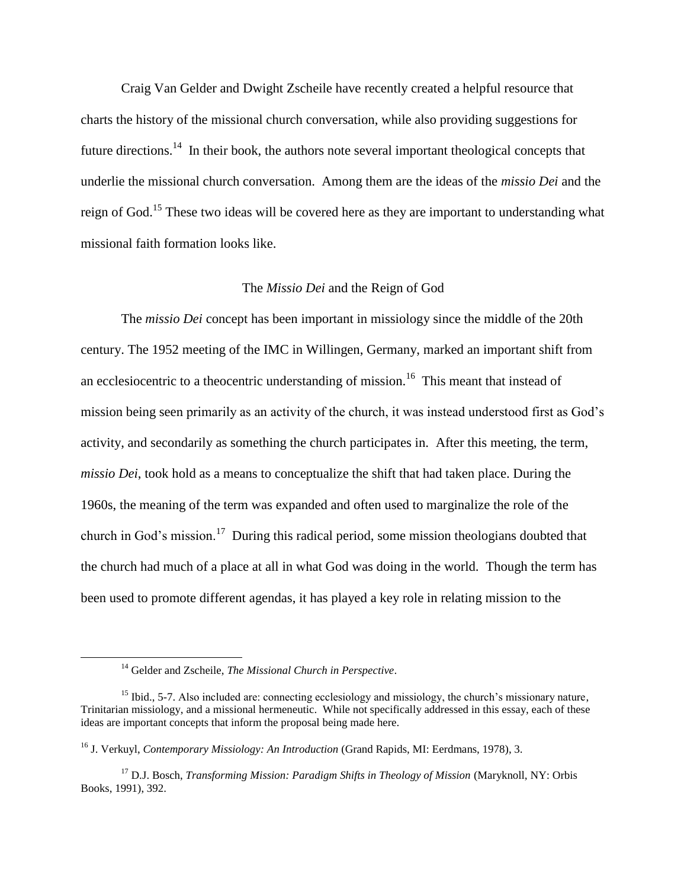Craig Van Gelder and Dwight Zscheile have recently created a helpful resource that charts the history of the missional church conversation, while also providing suggestions for future directions.[14] In their book, the authors note several important theological concepts that underlie the missional church conversation. Among them are the ideas of the *missio Dei* and the reign of God.[15] These two ideas will be covered here as they are important to understanding what missional faith formation looks like.

## The *Missio Dei* and the Reign of God

The *missio Dei* concept has been important in missiology since the middle of the 20th century. The 1952 meeting of the IMC in Willingen, Germany, marked an important shift from an ecclesiocentric to a theocentric understanding of mission.[16] This meant that instead of mission being seen primarily as an activity of the church, it was instead understood first as God's activity, and secondarily as something the church participates in. After this meeting, the term, *missio Dei*, took hold as a means to conceptualize the shift that had taken place. During the 1960s, the meaning of the term was expanded and often used to marginalize the role of the church in God's mission.[17] During this radical period, some mission theologians doubted that the church had much of a place at all in what God was doing in the world. Though the term has been used to promote different agendas, it has played a key role in relating mission to the

---

[14] Gelder and Zscheile, *The Missional Church in Perspective*.

[15] Ibid., 5-7. Also included are: connecting ecclesiology and missiology, the church's missionary nature, Trinitarian missiology, and a missional hermeneutic. While not specifically addressed in this essay, each of these ideas are important concepts that inform the proposal being made here.

[16] J. Verkuyl, *Contemporary Missiology: An Introduction* (Grand Rapids, MI: Eerdmans, 1978), 3.

[17] D.J. Bosch, *Transforming Mission: Paradigm Shifts in Theology of Mission* (Maryknoll, NY: Orbis Books, 1991), 392.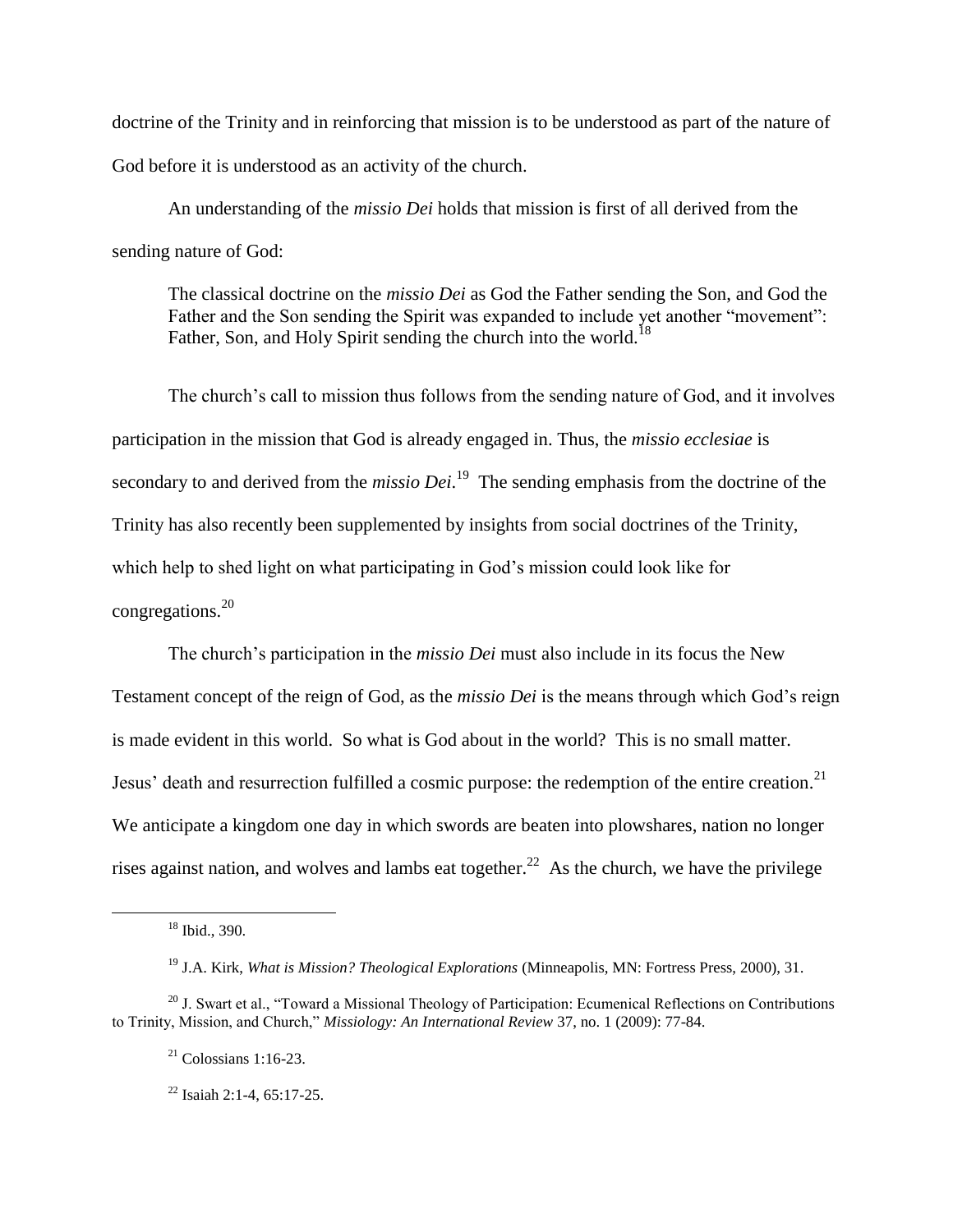doctrine of the Trinity and in reinforcing that mission is to be understood as part of the nature of God before it is understood as an activity of the church.

An understanding of the *missio Dei* holds that mission is first of all derived from the sending nature of God:

> The classical doctrine on the *missio Dei* as God the Father sending the Son, and God the Father and the Son sending the Spirit was expanded to include yet another "movement": Father, Son, and Holy Spirit sending the church into the world.[18]

The church's call to mission thus follows from the sending nature of God, and it involves participation in the mission that God is already engaged in. Thus, the *missio ecclesiae* is secondary to and derived from the *missio Dei*.[19] The sending emphasis from the doctrine of the Trinity has also recently been supplemented by insights from social doctrines of the Trinity, which help to shed light on what participating in God's mission could look like for congregations.[20]

The church's participation in the *missio Dei* must also include in its focus the New Testament concept of the reign of God, as the *missio Dei* is the means through which God's reign is made evident in this world. So what is God about in the world? This is no small matter. Jesus' death and resurrection fulfilled a cosmic purpose: the redemption of the entire creation.[21] We anticipate a kingdom one day in which swords are beaten into plowshares, nation no longer rises against nation, and wolves and lambs eat together.[22] As the church, we have the privilege

---

[18] Ibid., 390.

[19] J.A. Kirk, *What is Mission? Theological Explorations* (Minneapolis, MN: Fortress Press, 2000), 31.

[20] J. Swart et al., "Toward a Missional Theology of Participation: Ecumenical Reflections on Contributions to Trinity, Mission, and Church," *Missiology: An International Review* 37, no. 1 (2009): 77-84.

[21] Colossians 1:16-23.

[22] Isaiah 2:1-4, 65:17-25.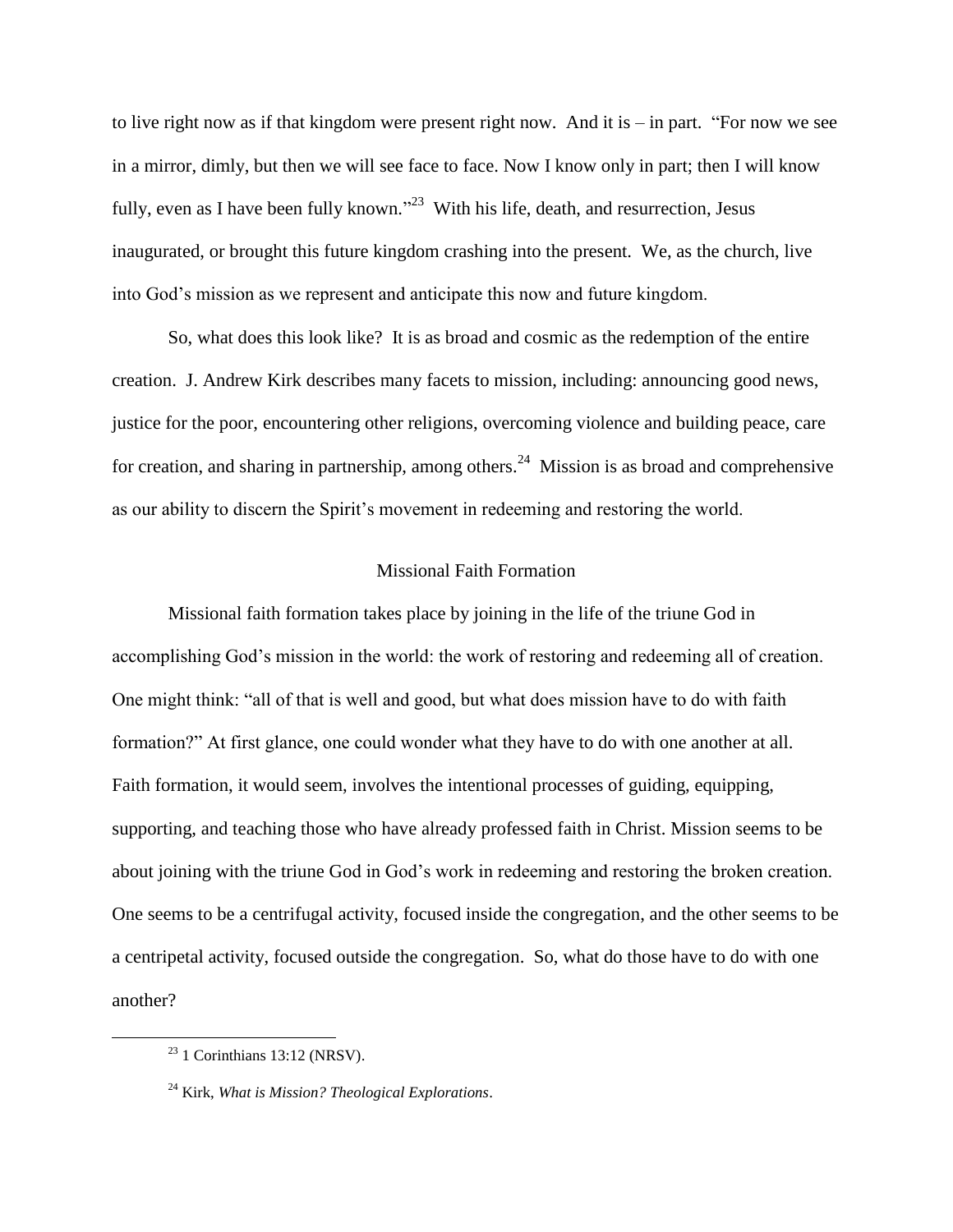to live right now as if that kingdom were present right now. And it is – in part. "For now we see in a mirror, dimly, but then we will see face to face. Now I know only in part; then I will know fully, even as I have been fully known."[23] With his life, death, and resurrection, Jesus inaugurated, or brought this future kingdom crashing into the present. We, as the church, live into God's mission as we represent and anticipate this now and future kingdom.

So, what does this look like? It is as broad and cosmic as the redemption of the entire creation. J. Andrew Kirk describes many facets to mission, including: announcing good news, justice for the poor, encountering other religions, overcoming violence and building peace, care for creation, and sharing in partnership, among others.[24] Mission is as broad and comprehensive as our ability to discern the Spirit's movement in redeeming and restoring the world.

## Missional Faith Formation

Missional faith formation takes place by joining in the life of the triune God in accomplishing God's mission in the world: the work of restoring and redeeming all of creation. One might think: "all of that is well and good, but what does mission have to do with faith formation?" At first glance, one could wonder what they have to do with one another at all. Faith formation, it would seem, involves the intentional processes of guiding, equipping, supporting, and teaching those who have already professed faith in Christ. Mission seems to be about joining with the triune God in God's work in redeeming and restoring the broken creation. One seems to be a centrifugal activity, focused inside the congregation, and the other seems to be a centripetal activity, focused outside the congregation. So, what do those have to do with one another?

---

[23] 1 Corinthians 13:12 (NRSV).

[24] Kirk, *What is Mission? Theological Explorations*.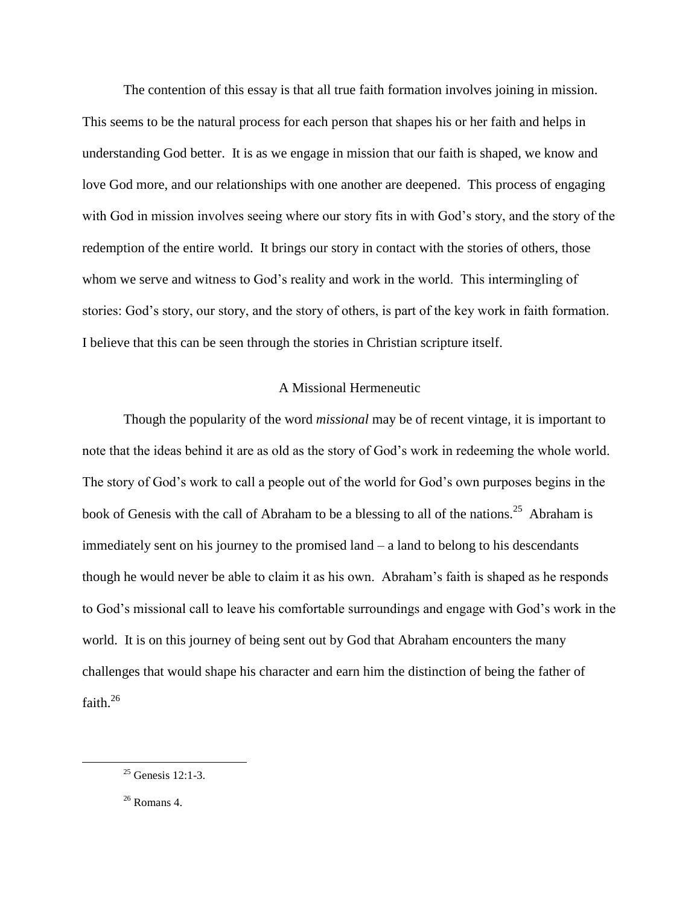The contention of this essay is that all true faith formation involves joining in mission. This seems to be the natural process for each person that shapes his or her faith and helps in understanding God better. It is as we engage in mission that our faith is shaped, we know and love God more, and our relationships with one another are deepened. This process of engaging with God in mission involves seeing where our story fits in with God's story, and the story of the redemption of the entire world. It brings our story in contact with the stories of others, those whom we serve and witness to God's reality and work in the world. This intermingling of stories: God's story, our story, and the story of others, is part of the key work in faith formation. I believe that this can be seen through the stories in Christian scripture itself.

## A Missional Hermeneutic

Though the popularity of the word *missional* may be of recent vintage, it is important to note that the ideas behind it are as old as the story of God's work in redeeming the whole world. The story of God's work to call a people out of the world for God's own purposes begins in the book of Genesis with the call of Abraham to be a blessing to all of the nations.[25] Abraham is immediately sent on his journey to the promised land – a land to belong to his descendants though he would never be able to claim it as his own. Abraham's faith is shaped as he responds to God's missional call to leave his comfortable surroundings and engage with God's work in the world. It is on this journey of being sent out by God that Abraham encounters the many challenges that would shape his character and earn him the distinction of being the father of faith.[26]

[25] Genesis 12:1-3.

[26] Romans 4.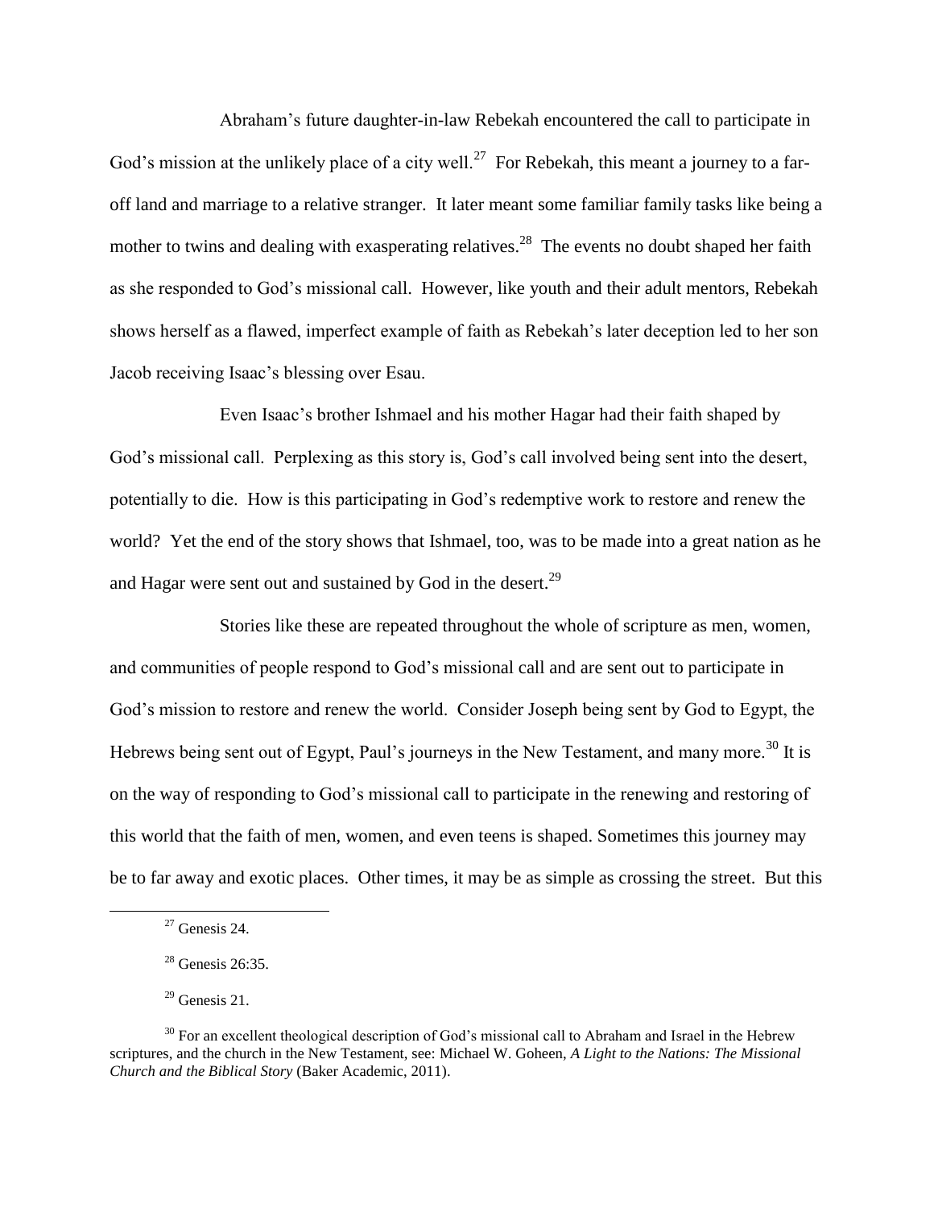Abraham's future daughter-in-law Rebekah encountered the call to participate in God's mission at the unlikely place of a city well.[27] For Rebekah, this meant a journey to a far-off land and marriage to a relative stranger. It later meant some familiar family tasks like being a mother to twins and dealing with exasperating relatives.[28] The events no doubt shaped her faith as she responded to God's missional call. However, like youth and their adult mentors, Rebekah shows herself as a flawed, imperfect example of faith as Rebekah's later deception led to her son Jacob receiving Isaac's blessing over Esau.

Even Isaac's brother Ishmael and his mother Hagar had their faith shaped by God's missional call. Perplexing as this story is, God's call involved being sent into the desert, potentially to die. How is this participating in God's redemptive work to restore and renew the world? Yet the end of the story shows that Ishmael, too, was to be made into a great nation as he and Hagar were sent out and sustained by God in the desert.[29]

Stories like these are repeated throughout the whole of scripture as men, women, and communities of people respond to God's missional call and are sent out to participate in God's mission to restore and renew the world. Consider Joseph being sent by God to Egypt, the Hebrews being sent out of Egypt, Paul's journeys in the New Testament, and many more.[30] It is on the way of responding to God's missional call to participate in the renewing and restoring of this world that the faith of men, women, and even teens is shaped. Sometimes this journey may be to far away and exotic places. Other times, it may be as simple as crossing the street. But this

---

[27] Genesis 24.

[28] Genesis 26:35.

[29] Genesis 21.

[30] For an excellent theological description of God's missional call to Abraham and Israel in the Hebrew scriptures, and the church in the New Testament, see: Michael W. Goheen, *A Light to the Nations: The Missional Church and the Biblical Story* (Baker Academic, 2011).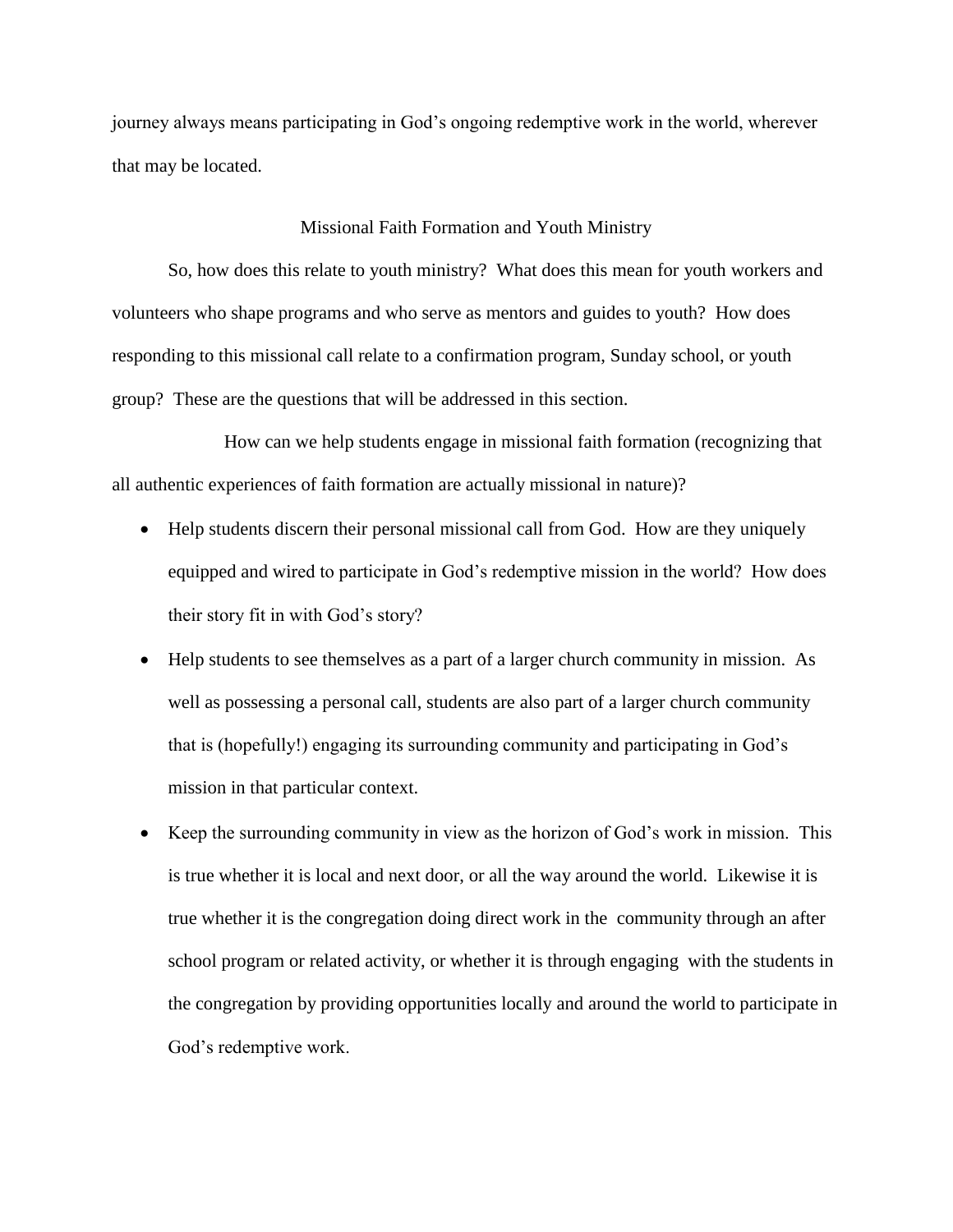journey always means participating in God's ongoing redemptive work in the world, wherever that may be located.

## Missional Faith Formation and Youth Ministry

So, how does this relate to youth ministry? What does this mean for youth workers and volunteers who shape programs and who serve as mentors and guides to youth? How does responding to this missional call relate to a confirmation program, Sunday school, or youth group? These are the questions that will be addressed in this section.

How can we help students engage in missional faith formation (recognizing that all authentic experiences of faith formation are actually missional in nature)?

- Help students discern their personal missional call from God. How are they uniquely equipped and wired to participate in God's redemptive mission in the world? How does their story fit in with God's story?
- Help students to see themselves as a part of a larger church community in mission. As well as possessing a personal call, students are also part of a larger church community that is (hopefully!) engaging its surrounding community and participating in God's mission in that particular context.
- Keep the surrounding community in view as the horizon of God's work in mission. This is true whether it is local and next door, or all the way around the world. Likewise it is true whether it is the congregation doing direct work in the community through an after school program or related activity, or whether it is through engaging with the students in the congregation by providing opportunities locally and around the world to participate in God's redemptive work.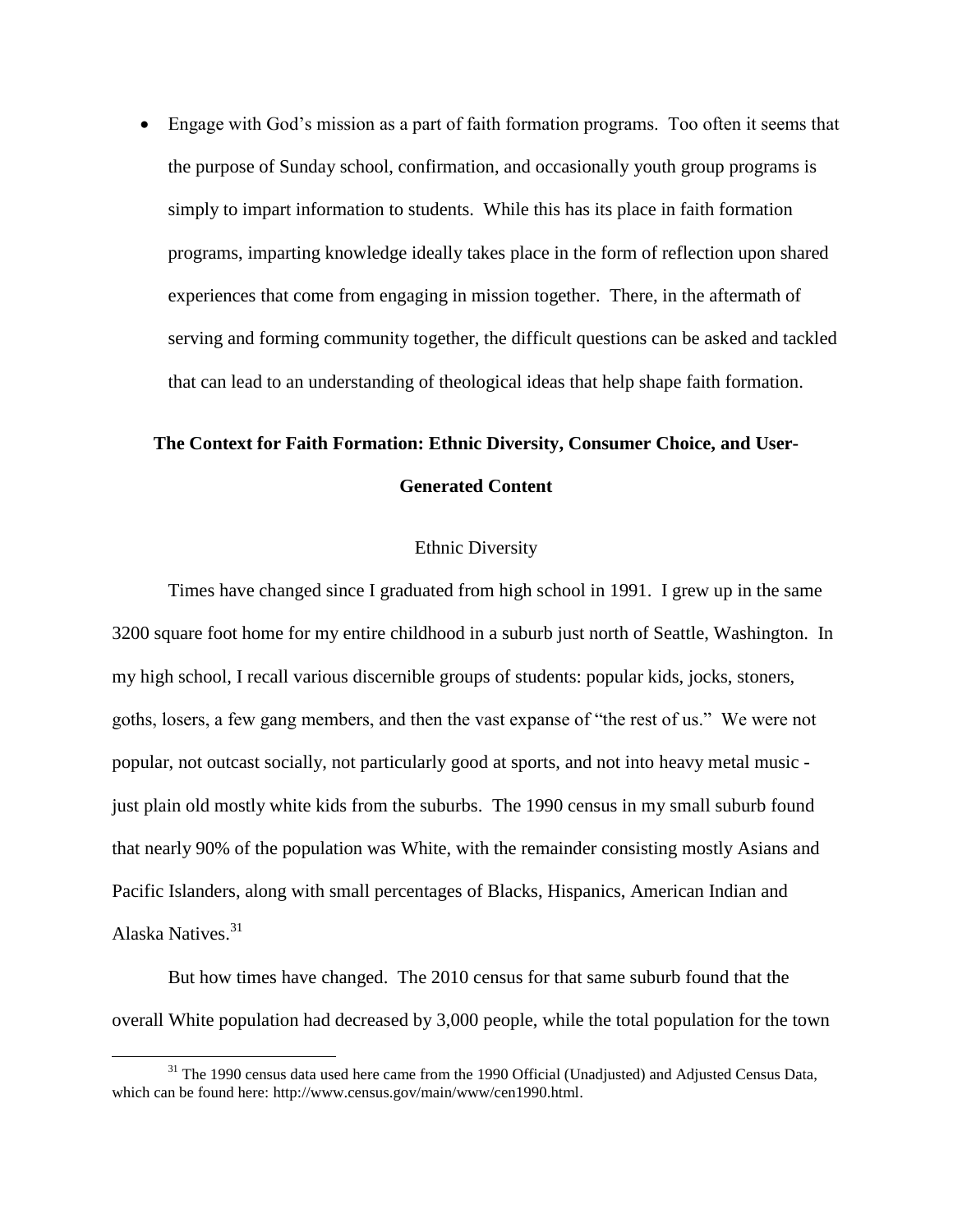- Engage with God's mission as a part of faith formation programs. Too often it seems that the purpose of Sunday school, confirmation, and occasionally youth group programs is simply to impart information to students. While this has its place in faith formation programs, imparting knowledge ideally takes place in the form of reflection upon shared experiences that come from engaging in mission together. There, in the aftermath of serving and forming community together, the difficult questions can be asked and tackled that can lead to an understanding of theological ideas that help shape faith formation.

## The Context for Faith Formation: Ethnic Diversity, Consumer Choice, and User-Generated Content

### Ethnic Diversity

Times have changed since I graduated from high school in 1991. I grew up in the same 3200 square foot home for my entire childhood in a suburb just north of Seattle, Washington. In my high school, I recall various discernible groups of students: popular kids, jocks, stoners, goths, losers, a few gang members, and then the vast expanse of "the rest of us." We were not popular, not outcast socially, not particularly good at sports, and not into heavy metal music - just plain old mostly white kids from the suburbs. The 1990 census in my small suburb found that nearly 90% of the population was White, with the remainder consisting mostly Asians and Pacific Islanders, along with small percentages of Blacks, Hispanics, American Indian and Alaska Natives.[31]

But how times have changed. The 2010 census for that same suburb found that the overall White population had decreased by 3,000 people, while the total population for the town

[31] The 1990 census data used here came from the 1990 Official (Unadjusted) and Adjusted Census Data, which can be found here: http://www.census.gov/main/www/cen1990.html.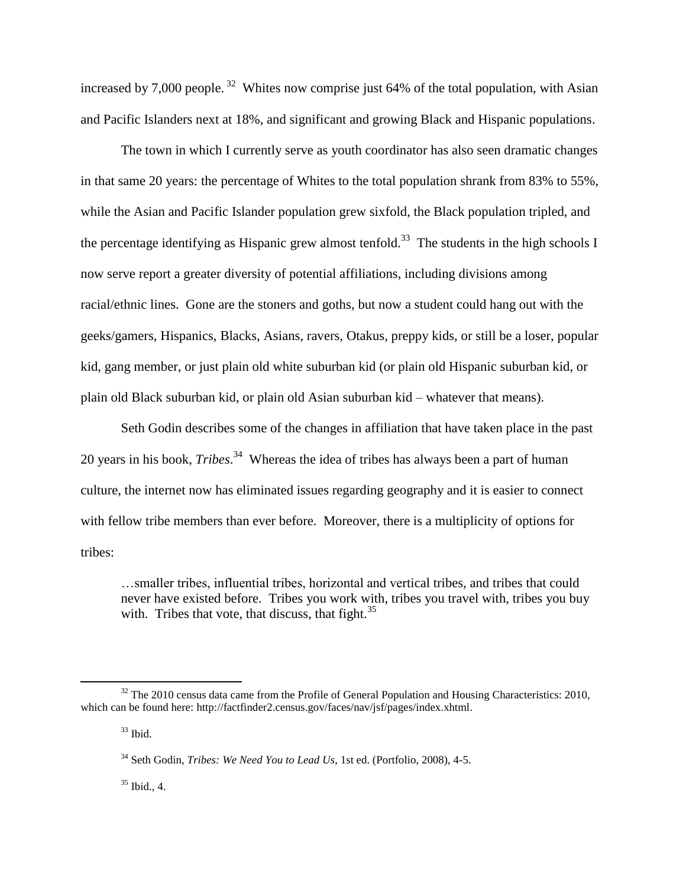increased by 7,000 people.[32] Whites now comprise just 64% of the total population, with Asian and Pacific Islanders next at 18%, and significant and growing Black and Hispanic populations.

The town in which I currently serve as youth coordinator has also seen dramatic changes in that same 20 years: the percentage of Whites to the total population shrank from 83% to 55%, while the Asian and Pacific Islander population grew sixfold, the Black population tripled, and the percentage identifying as Hispanic grew almost tenfold.[33] The students in the high schools I now serve report a greater diversity of potential affiliations, including divisions among racial/ethnic lines. Gone are the stoners and goths, but now a student could hang out with the geeks/gamers, Hispanics, Blacks, Asians, ravers, Otakus, preppy kids, or still be a loser, popular kid, gang member, or just plain old white suburban kid (or plain old Hispanic suburban kid, or plain old Black suburban kid, or plain old Asian suburban kid – whatever that means).

Seth Godin describes some of the changes in affiliation that have taken place in the past 20 years in his book, *Tribes*.[34] Whereas the idea of tribes has always been a part of human culture, the internet now has eliminated issues regarding geography and it is easier to connect with fellow tribe members than ever before. Moreover, there is a multiplicity of options for tribes:

> …smaller tribes, influential tribes, horizontal and vertical tribes, and tribes that could never have existed before. Tribes you work with, tribes you travel with, tribes you buy with. Tribes that vote, that discuss, that fight.[35]

---

[32] The 2010 census data came from the Profile of General Population and Housing Characteristics: 2010, which can be found here: http://factfinder2.census.gov/faces/nav/jsf/pages/index.xhtml.

[33] Ibid.

[34] Seth Godin, *Tribes: We Need You to Lead Us*, 1st ed. (Portfolio, 2008), 4-5.

[35] Ibid., 4.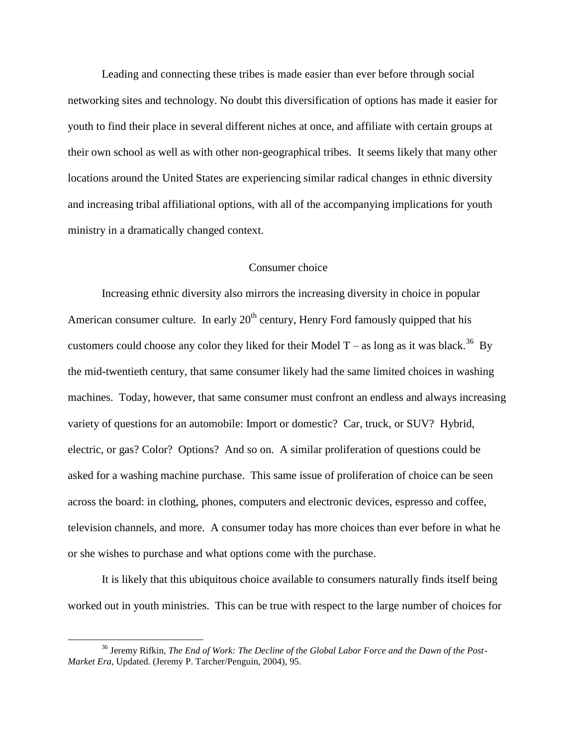Leading and connecting these tribes is made easier than ever before through social networking sites and technology. No doubt this diversification of options has made it easier for youth to find their place in several different niches at once, and affiliate with certain groups at their own school as well as with other non-geographical tribes. It seems likely that many other locations around the United States are experiencing similar radical changes in ethnic diversity and increasing tribal affiliational options, with all of the accompanying implications for youth ministry in a dramatically changed context.

## Consumer choice

Increasing ethnic diversity also mirrors the increasing diversity in choice in popular American consumer culture. In early 20th century, Henry Ford famously quipped that his customers could choose any color they liked for their Model T – as long as it was black.[36] By the mid-twentieth century, that same consumer likely had the same limited choices in washing machines. Today, however, that same consumer must confront an endless and always increasing variety of questions for an automobile: Import or domestic? Car, truck, or SUV? Hybrid, electric, or gas? Color? Options? And so on. A similar proliferation of questions could be asked for a washing machine purchase. This same issue of proliferation of choice can be seen across the board: in clothing, phones, computers and electronic devices, espresso and coffee, television channels, and more. A consumer today has more choices than ever before in what he or she wishes to purchase and what options come with the purchase.

It is likely that this ubiquitous choice available to consumers naturally finds itself being worked out in youth ministries. This can be true with respect to the large number of choices for

---

[36] Jeremy Rifkin, *The End of Work: The Decline of the Global Labor Force and the Dawn of the Post-Market Era*, Updated. (Jeremy P. Tarcher/Penguin, 2004), 95.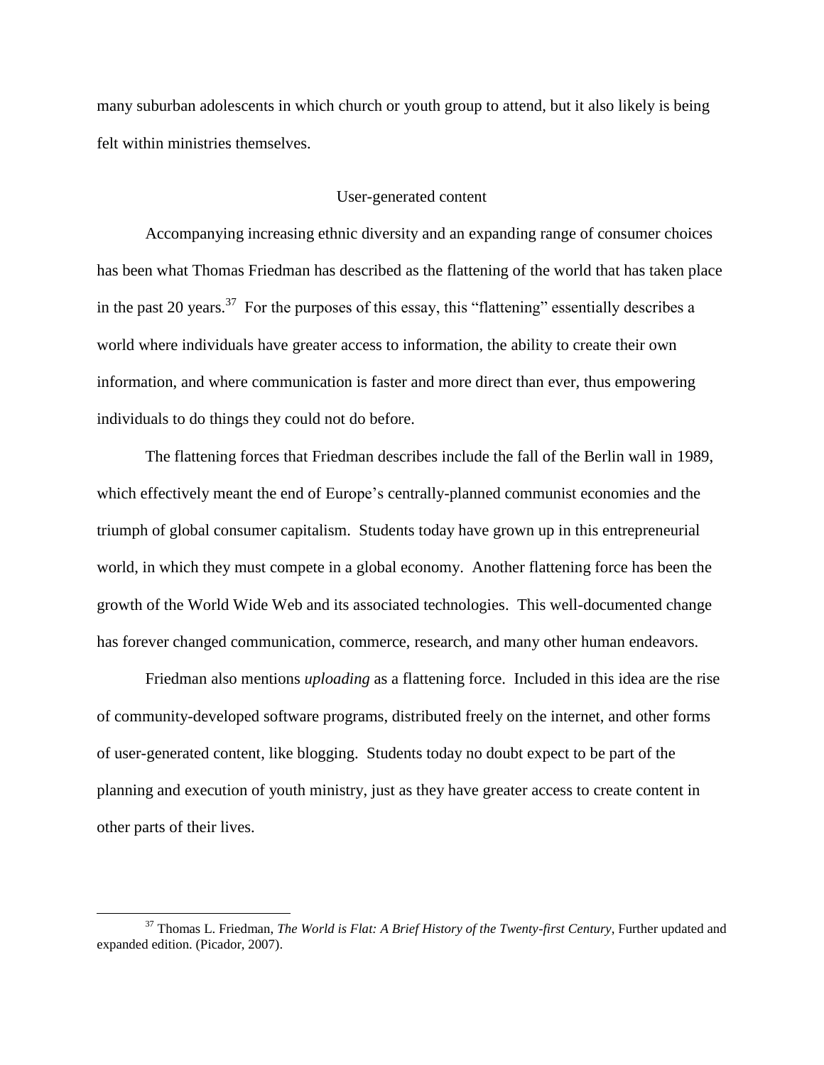many suburban adolescents in which church or youth group to attend, but it also likely is being felt within ministries themselves.

## User-generated content

Accompanying increasing ethnic diversity and an expanding range of consumer choices has been what Thomas Friedman has described as the flattening of the world that has taken place in the past 20 years.[37] For the purposes of this essay, this "flattening" essentially describes a world where individuals have greater access to information, the ability to create their own information, and where communication is faster and more direct than ever, thus empowering individuals to do things they could not do before.

The flattening forces that Friedman describes include the fall of the Berlin wall in 1989, which effectively meant the end of Europe's centrally-planned communist economies and the triumph of global consumer capitalism. Students today have grown up in this entrepreneurial world, in which they must compete in a global economy. Another flattening force has been the growth of the World Wide Web and its associated technologies. This well-documented change has forever changed communication, commerce, research, and many other human endeavors.

Friedman also mentions *uploading* as a flattening force. Included in this idea are the rise of community-developed software programs, distributed freely on the internet, and other forms of user-generated content, like blogging. Students today no doubt expect to be part of the planning and execution of youth ministry, just as they have greater access to create content in other parts of their lives.

---

[37] Thomas L. Friedman, *The World is Flat: A Brief History of the Twenty-first Century*, Further updated and expanded edition. (Picador, 2007).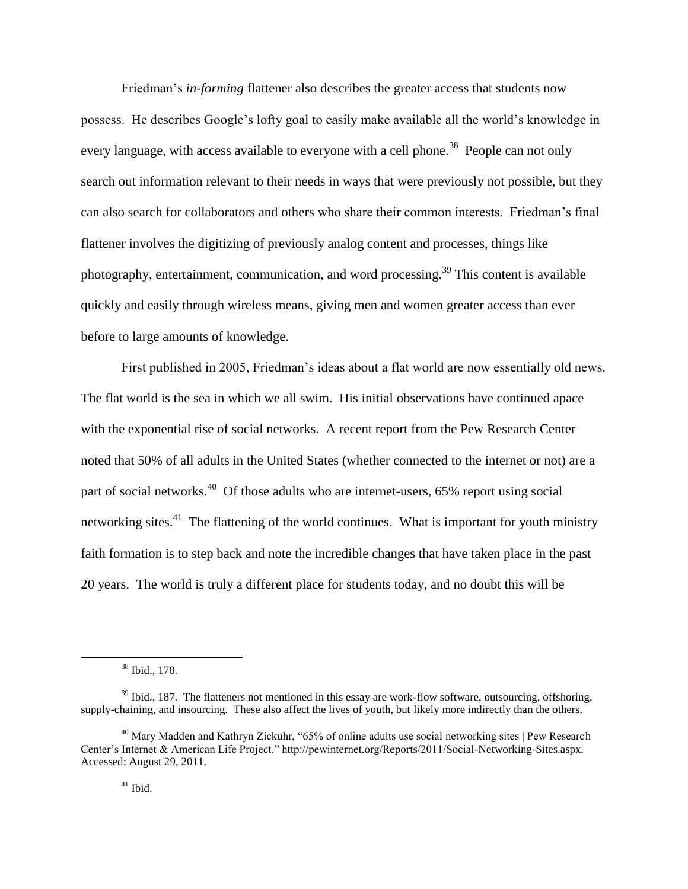Friedman's *in-forming* flattener also describes the greater access that students now possess. He describes Google's lofty goal to easily make available all the world's knowledge in every language, with access available to everyone with a cell phone.[38] People can not only search out information relevant to their needs in ways that were previously not possible, but they can also search for collaborators and others who share their common interests. Friedman's final flattener involves the digitizing of previously analog content and processes, things like photography, entertainment, communication, and word processing.[39] This content is available quickly and easily through wireless means, giving men and women greater access than ever before to large amounts of knowledge.

First published in 2005, Friedman's ideas about a flat world are now essentially old news. The flat world is the sea in which we all swim. His initial observations have continued apace with the exponential rise of social networks. A recent report from the Pew Research Center noted that 50% of all adults in the United States (whether connected to the internet or not) are a part of social networks.[40] Of those adults who are internet-users, 65% report using social networking sites.[41] The flattening of the world continues. What is important for youth ministry faith formation is to step back and note the incredible changes that have taken place in the past 20 years. The world is truly a different place for students today, and no doubt this will be

---

[38] Ibid., 178.

[39] Ibid., 187. The flatteners not mentioned in this essay are work-flow software, outsourcing, offshoring, supply-chaining, and insourcing. These also affect the lives of youth, but likely more indirectly than the others.

[40] Mary Madden and Kathryn Zickuhr, "65% of online adults use social networking sites | Pew Research Center's Internet & American Life Project," http://pewinternet.org/Reports/2011/Social-Networking-Sites.aspx. Accessed: August 29, 2011.

[41] Ibid.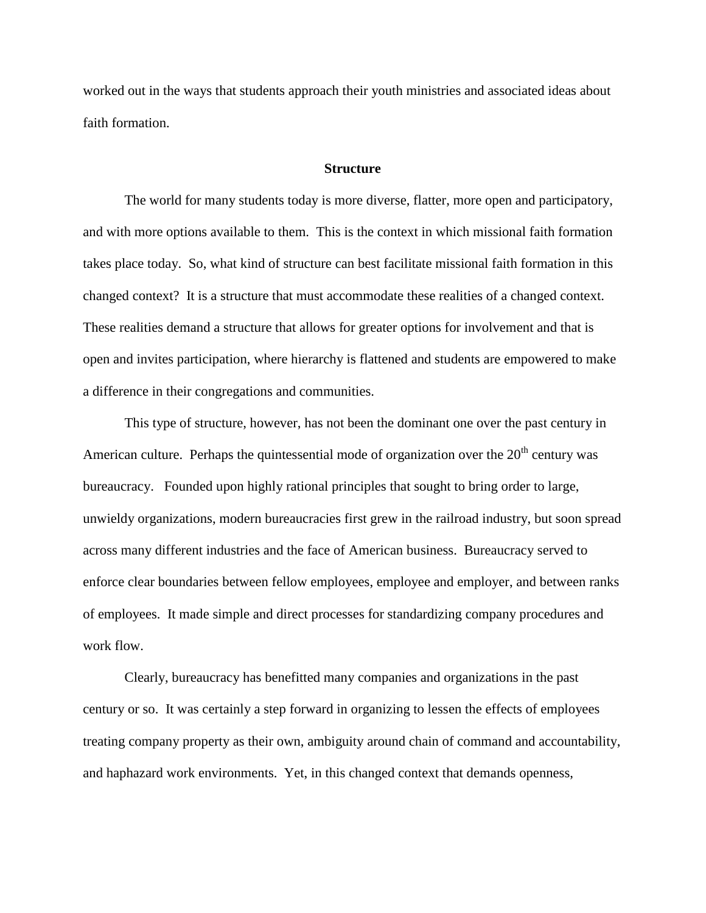worked out in the ways that students approach their youth ministries and associated ideas about faith formation.

## Structure

The world for many students today is more diverse, flatter, more open and participatory, and with more options available to them. This is the context in which missional faith formation takes place today. So, what kind of structure can best facilitate missional faith formation in this changed context? It is a structure that must accommodate these realities of a changed context. These realities demand a structure that allows for greater options for involvement and that is open and invites participation, where hierarchy is flattened and students are empowered to make a difference in their congregations and communities.

This type of structure, however, has not been the dominant one over the past century in American culture. Perhaps the quintessential mode of organization over the 20th century was bureaucracy. Founded upon highly rational principles that sought to bring order to large, unwieldy organizations, modern bureaucracies first grew in the railroad industry, but soon spread across many different industries and the face of American business. Bureaucracy served to enforce clear boundaries between fellow employees, employee and employer, and between ranks of employees. It made simple and direct processes for standardizing company procedures and work flow.

Clearly, bureaucracy has benefitted many companies and organizations in the past century or so. It was certainly a step forward in organizing to lessen the effects of employees treating company property as their own, ambiguity around chain of command and accountability, and haphazard work environments. Yet, in this changed context that demands openness,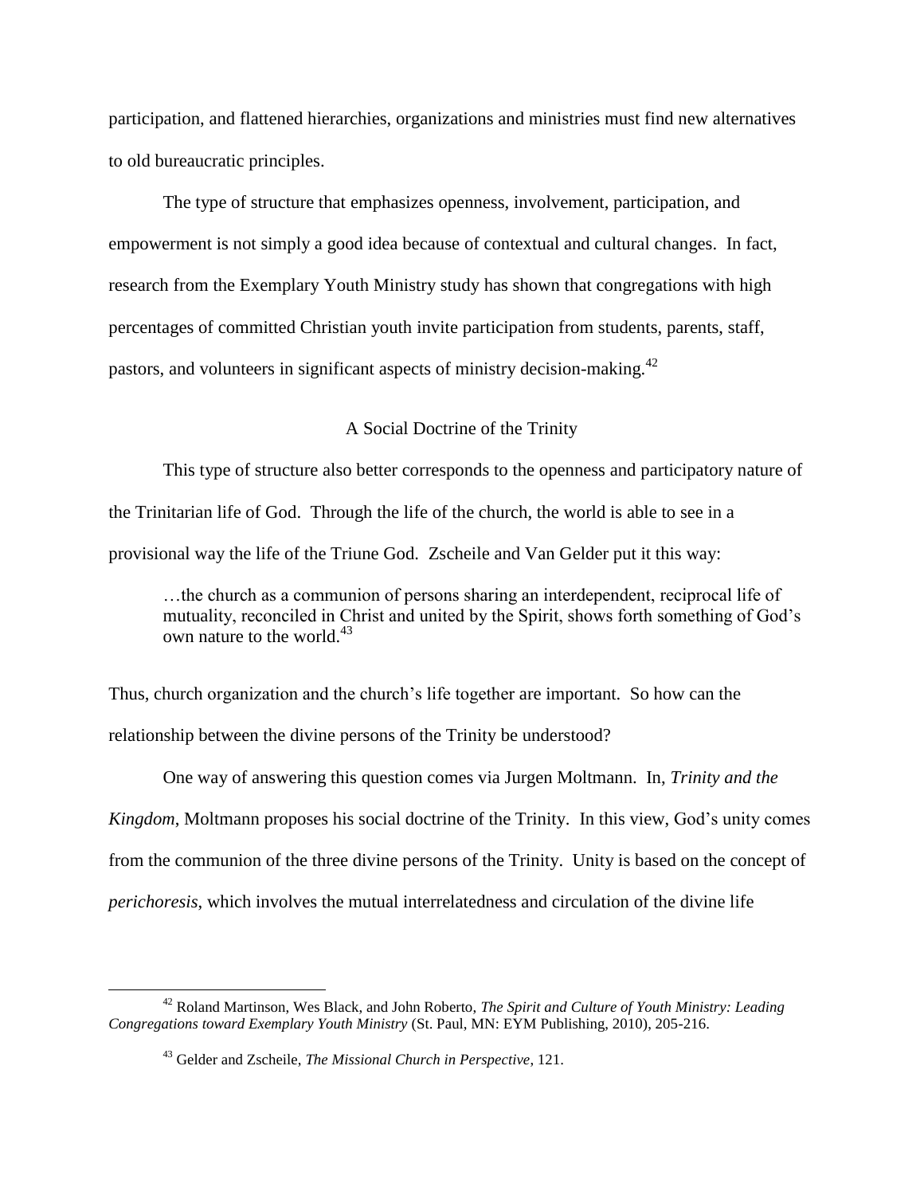participation, and flattened hierarchies, organizations and ministries must find new alternatives to old bureaucratic principles.

The type of structure that emphasizes openness, involvement, participation, and empowerment is not simply a good idea because of contextual and cultural changes. In fact, research from the Exemplary Youth Ministry study has shown that congregations with high percentages of committed Christian youth invite participation from students, parents, staff, pastors, and volunteers in significant aspects of ministry decision-making.[42]

## A Social Doctrine of the Trinity

This type of structure also better corresponds to the openness and participatory nature of the Trinitarian life of God. Through the life of the church, the world is able to see in a provisional way the life of the Triune God. Zscheile and Van Gelder put it this way:

> …the church as a communion of persons sharing an interdependent, reciprocal life of mutuality, reconciled in Christ and united by the Spirit, shows forth something of God's own nature to the world.[43]

Thus, church organization and the church's life together are important. So how can the relationship between the divine persons of the Trinity be understood?

One way of answering this question comes via Jurgen Moltmann. In, *Trinity and the Kingdom*, Moltmann proposes his social doctrine of the Trinity. In this view, God's unity comes from the communion of the three divine persons of the Trinity. Unity is based on the concept of *perichoresis*, which involves the mutual interrelatedness and circulation of the divine life

---

[42] Roland Martinson, Wes Black, and John Roberto, *The Spirit and Culture of Youth Ministry: Leading Congregations toward Exemplary Youth Ministry* (St. Paul, MN: EYM Publishing, 2010), 205-216.

[43] Gelder and Zscheile, *The Missional Church in Perspective*, 121.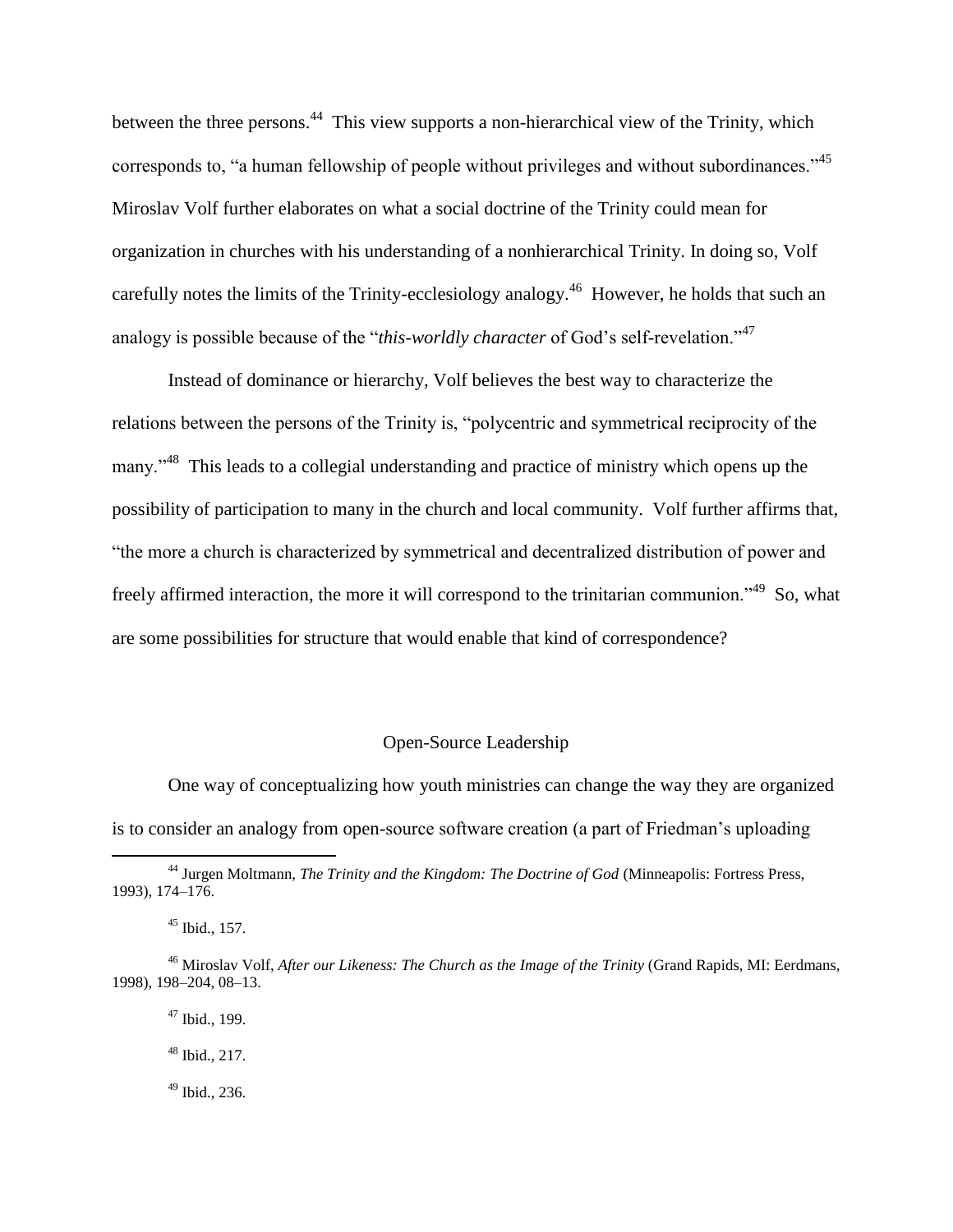between the three persons.[44] This view supports a non-hierarchical view of the Trinity, which corresponds to, "a human fellowship of people without privileges and without subordinances."[45] Miroslav Volf further elaborates on what a social doctrine of the Trinity could mean for organization in churches with his understanding of a nonhierarchical Trinity. In doing so, Volf carefully notes the limits of the Trinity-ecclesiology analogy.[46] However, he holds that such an analogy is possible because of the "*this-worldly character* of God's self-revelation."[47]

Instead of dominance or hierarchy, Volf believes the best way to characterize the relations between the persons of the Trinity is, "polycentric and symmetrical reciprocity of the many."[48] This leads to a collegial understanding and practice of ministry which opens up the possibility of participation to many in the church and local community. Volf further affirms that, "the more a church is characterized by symmetrical and decentralized distribution of power and freely affirmed interaction, the more it will correspond to the trinitarian communion."[49] So, what are some possibilities for structure that would enable that kind of correspondence?

## Open-Source Leadership

One way of conceptualizing how youth ministries can change the way they are organized is to consider an analogy from open-source software creation (a part of Friedman's uploading

---

[44] Jurgen Moltmann, *The Trinity and the Kingdom: The Doctrine of God* (Minneapolis: Fortress Press, 1993), 174–176.

[45] Ibid., 157.

[46] Miroslav Volf, *After our Likeness: The Church as the Image of the Trinity* (Grand Rapids, MI: Eerdmans, 1998), 198–204, 08–13.

[47] Ibid., 199.

[48] Ibid., 217.

[49] Ibid., 236.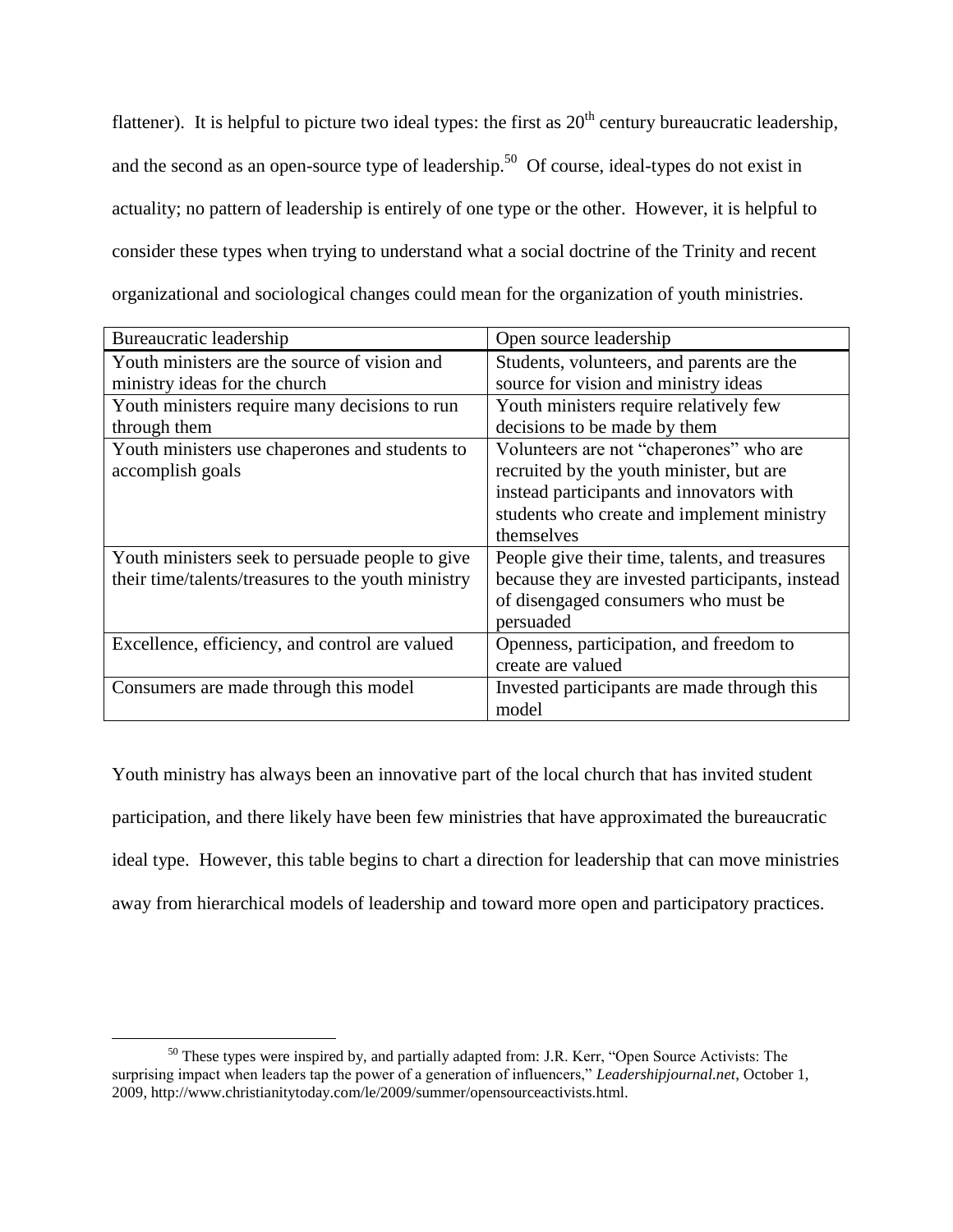flattener). It is helpful to picture two ideal types: the first as 20th century bureaucratic leadership, and the second as an open-source type of leadership.[50] Of course, ideal-types do not exist in actuality; no pattern of leadership is entirely of one type or the other. However, it is helpful to consider these types when trying to understand what a social doctrine of the Trinity and recent organizational and sociological changes could mean for the organization of youth ministries.

| Bureaucratic leadership | Open source leadership |
|---|---|
| Youth ministers are the source of vision and ministry ideas for the church | Students, volunteers, and parents are the source for vision and ministry ideas |
| Youth ministers require many decisions to run through them | Youth ministers require relatively few decisions to be made by them |
| Youth ministers use chaperones and students to accomplish goals | Volunteers are not "chaperones" who are recruited by the youth minister, but are instead participants and innovators with students who create and implement ministry themselves |
| Youth ministers seek to persuade people to give their time/talents/treasures to the youth ministry | People give their time, talents, and treasures because they are invested participants, instead of disengaged consumers who must be persuaded |
| Excellence, efficiency, and control are valued | Openness, participation, and freedom to create are valued |
| Consumers are made through this model | Invested participants are made through this model |

Youth ministry has always been an innovative part of the local church that has invited student participation, and there likely have been few ministries that have approximated the bureaucratic ideal type. However, this table begins to chart a direction for leadership that can move ministries away from hierarchical models of leadership and toward more open and participatory practices.

[50] These types were inspired by, and partially adapted from: J.R. Kerr, "Open Source Activists: The surprising impact when leaders tap the power of a generation of influencers," *Leadershipjournal.net*, October 1, 2009, http://www.christianitytoday.com/le/2009/summer/opensourceactivists.html.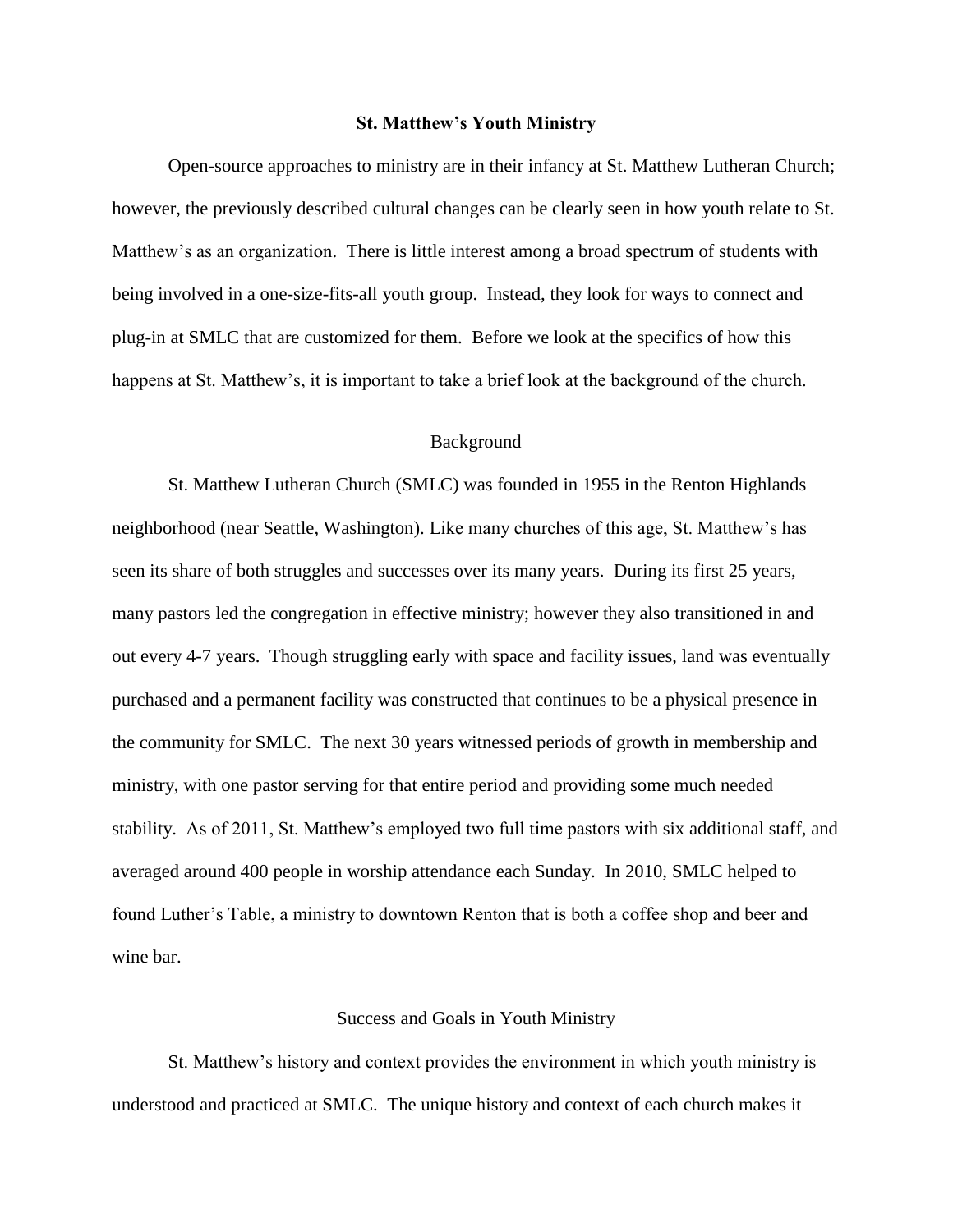## St. Matthew's Youth Ministry

Open-source approaches to ministry are in their infancy at St. Matthew Lutheran Church; however, the previously described cultural changes can be clearly seen in how youth relate to St. Matthew's as an organization. There is little interest among a broad spectrum of students with being involved in a one-size-fits-all youth group. Instead, they look for ways to connect and plug-in at SMLC that are customized for them. Before we look at the specifics of how this happens at St. Matthew's, it is important to take a brief look at the background of the church.

### Background

St. Matthew Lutheran Church (SMLC) was founded in 1955 in the Renton Highlands neighborhood (near Seattle, Washington). Like many churches of this age, St. Matthew's has seen its share of both struggles and successes over its many years. During its first 25 years, many pastors led the congregation in effective ministry; however they also transitioned in and out every 4-7 years. Though struggling early with space and facility issues, land was eventually purchased and a permanent facility was constructed that continues to be a physical presence in the community for SMLC. The next 30 years witnessed periods of growth in membership and ministry, with one pastor serving for that entire period and providing some much needed stability. As of 2011, St. Matthew's employed two full time pastors with six additional staff, and averaged around 400 people in worship attendance each Sunday. In 2010, SMLC helped to found Luther's Table, a ministry to downtown Renton that is both a coffee shop and beer and wine bar.

### Success and Goals in Youth Ministry

St. Matthew's history and context provides the environment in which youth ministry is understood and practiced at SMLC. The unique history and context of each church makes it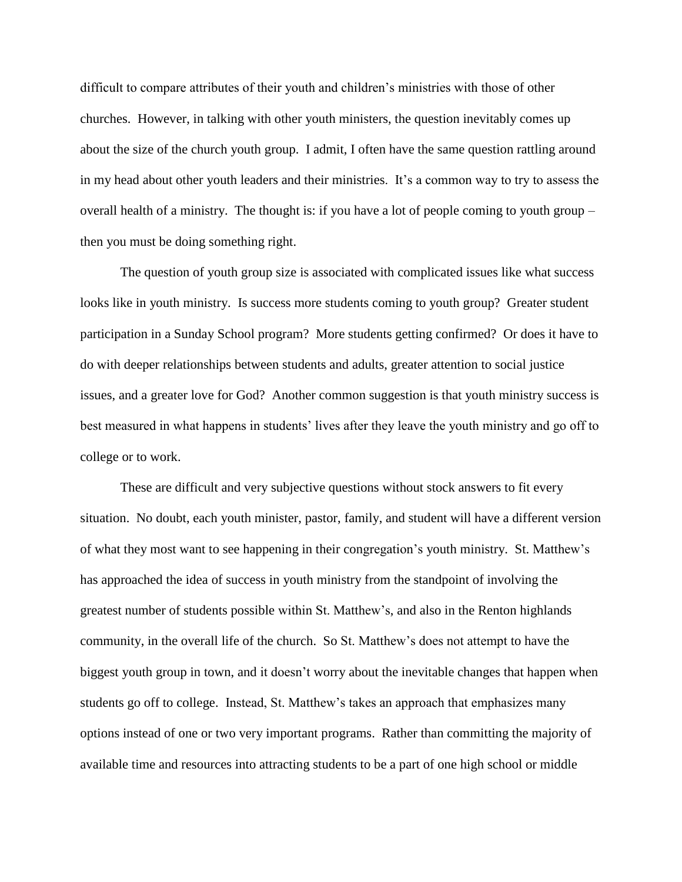difficult to compare attributes of their youth and children's ministries with those of other churches. However, in talking with other youth ministers, the question inevitably comes up about the size of the church youth group. I admit, I often have the same question rattling around in my head about other youth leaders and their ministries. It's a common way to try to assess the overall health of a ministry. The thought is: if you have a lot of people coming to youth group – then you must be doing something right.

The question of youth group size is associated with complicated issues like what success looks like in youth ministry. Is success more students coming to youth group? Greater student participation in a Sunday School program? More students getting confirmed? Or does it have to do with deeper relationships between students and adults, greater attention to social justice issues, and a greater love for God? Another common suggestion is that youth ministry success is best measured in what happens in students' lives after they leave the youth ministry and go off to college or to work.

These are difficult and very subjective questions without stock answers to fit every situation. No doubt, each youth minister, pastor, family, and student will have a different version of what they most want to see happening in their congregation's youth ministry. St. Matthew's has approached the idea of success in youth ministry from the standpoint of involving the greatest number of students possible within St. Matthew's, and also in the Renton highlands community, in the overall life of the church. So St. Matthew's does not attempt to have the biggest youth group in town, and it doesn't worry about the inevitable changes that happen when students go off to college. Instead, St. Matthew's takes an approach that emphasizes many options instead of one or two very important programs. Rather than committing the majority of available time and resources into attracting students to be a part of one high school or middle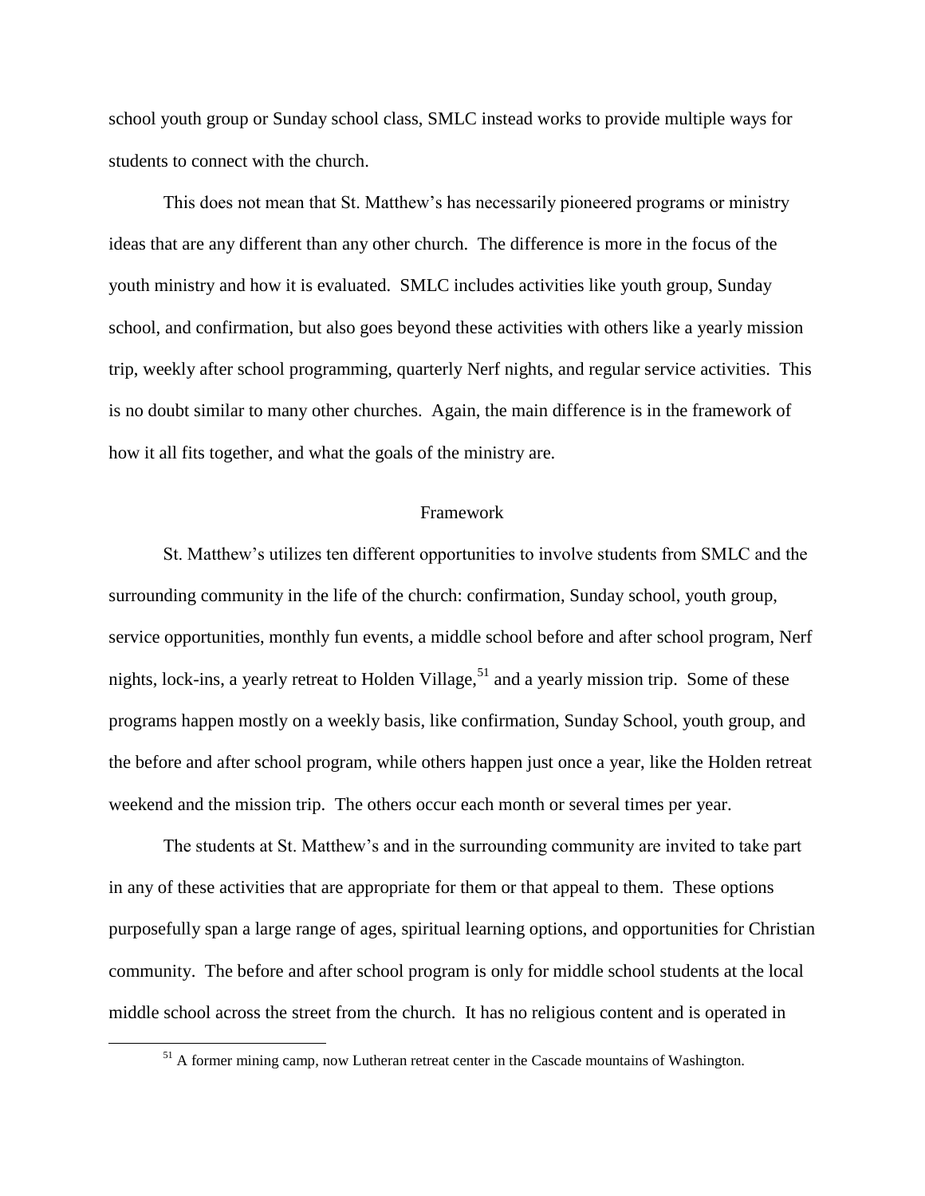school youth group or Sunday school class, SMLC instead works to provide multiple ways for students to connect with the church.

This does not mean that St. Matthew's has necessarily pioneered programs or ministry ideas that are any different than any other church. The difference is more in the focus of the youth ministry and how it is evaluated. SMLC includes activities like youth group, Sunday school, and confirmation, but also goes beyond these activities with others like a yearly mission trip, weekly after school programming, quarterly Nerf nights, and regular service activities. This is no doubt similar to many other churches. Again, the main difference is in the framework of how it all fits together, and what the goals of the ministry are.

## Framework

St. Matthew's utilizes ten different opportunities to involve students from SMLC and the surrounding community in the life of the church: confirmation, Sunday school, youth group, service opportunities, monthly fun events, a middle school before and after school program, Nerf nights, lock-ins, a yearly retreat to Holden Village,[51] and a yearly mission trip. Some of these programs happen mostly on a weekly basis, like confirmation, Sunday School, youth group, and the before and after school program, while others happen just once a year, like the Holden retreat weekend and the mission trip. The others occur each month or several times per year.

The students at St. Matthew's and in the surrounding community are invited to take part in any of these activities that are appropriate for them or that appeal to them. These options purposefully span a large range of ages, spiritual learning options, and opportunities for Christian community. The before and after school program is only for middle school students at the local middle school across the street from the church. It has no religious content and is operated in

[51] A former mining camp, now Lutheran retreat center in the Cascade mountains of Washington.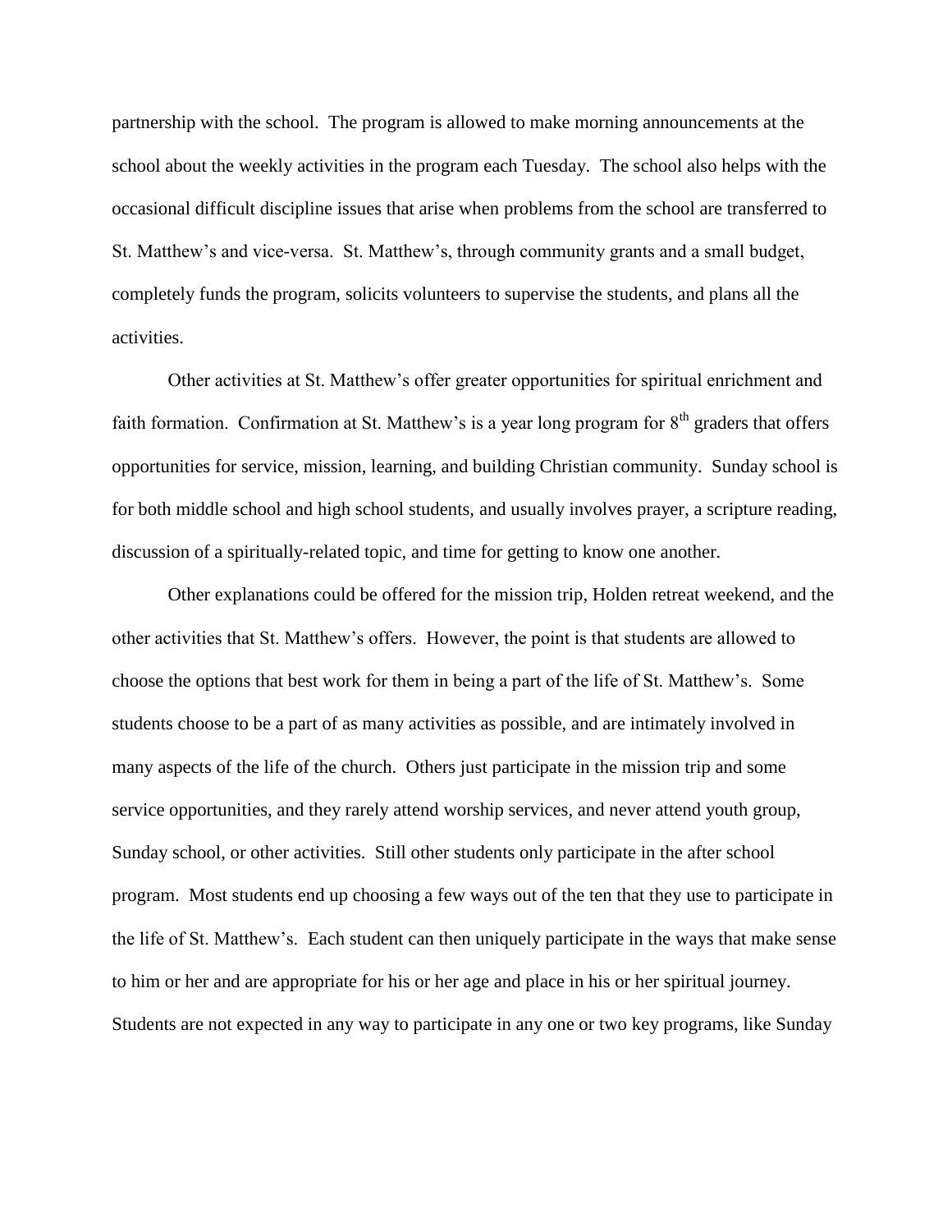partnership with the school. The program is allowed to make morning announcements at the school about the weekly activities in the program each Tuesday. The school also helps with the occasional difficult discipline issues that arise when problems from the school are transferred to St. Matthew's and vice-versa. St. Matthew's, through community grants and a small budget, completely funds the program, solicits volunteers to supervise the students, and plans all the activities.

Other activities at St. Matthew's offer greater opportunities for spiritual enrichment and faith formation. Confirmation at St. Matthew's is a year long program for 8th graders that offers opportunities for service, mission, learning, and building Christian community. Sunday school is for both middle school and high school students, and usually involves prayer, a scripture reading, discussion of a spiritually-related topic, and time for getting to know one another.

Other explanations could be offered for the mission trip, Holden retreat weekend, and the other activities that St. Matthew's offers. However, the point is that students are allowed to choose the options that best work for them in being a part of the life of St. Matthew's. Some students choose to be a part of as many activities as possible, and are intimately involved in many aspects of the life of the church. Others just participate in the mission trip and some service opportunities, and they rarely attend worship services, and never attend youth group, Sunday school, or other activities. Still other students only participate in the after school program. Most students end up choosing a few ways out of the ten that they use to participate in the life of St. Matthew's. Each student can then uniquely participate in the ways that make sense to him or her and are appropriate for his or her age and place in his or her spiritual journey. Students are not expected in any way to participate in any one or two key programs, like Sunday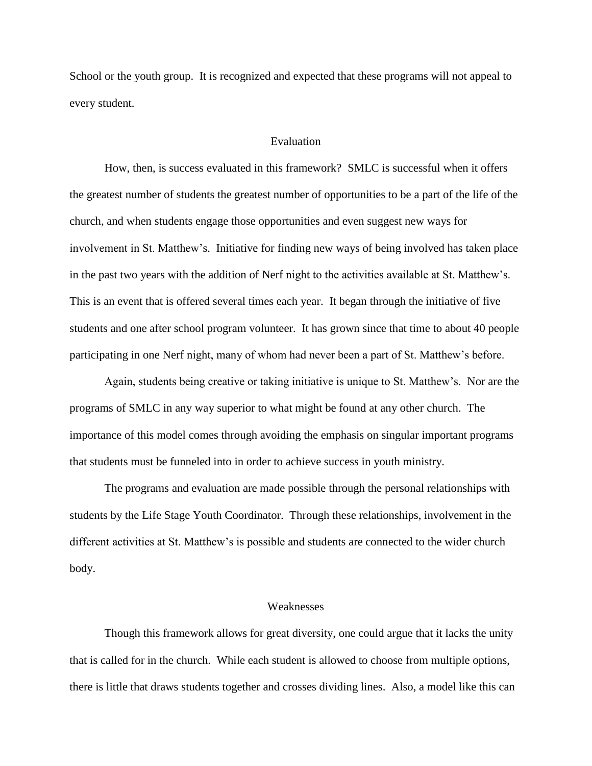School or the youth group. It is recognized and expected that these programs will not appeal to every student.

## Evaluation

How, then, is success evaluated in this framework? SMLC is successful when it offers the greatest number of students the greatest number of opportunities to be a part of the life of the church, and when students engage those opportunities and even suggest new ways for involvement in St. Matthew's. Initiative for finding new ways of being involved has taken place in the past two years with the addition of Nerf night to the activities available at St. Matthew's. This is an event that is offered several times each year. It began through the initiative of five students and one after school program volunteer. It has grown since that time to about 40 people participating in one Nerf night, many of whom had never been a part of St. Matthew's before.

Again, students being creative or taking initiative is unique to St. Matthew's. Nor are the programs of SMLC in any way superior to what might be found at any other church. The importance of this model comes through avoiding the emphasis on singular important programs that students must be funneled into in order to achieve success in youth ministry.

The programs and evaluation are made possible through the personal relationships with students by the Life Stage Youth Coordinator. Through these relationships, involvement in the different activities at St. Matthew's is possible and students are connected to the wider church body.

## Weaknesses

Though this framework allows for great diversity, one could argue that it lacks the unity that is called for in the church. While each student is allowed to choose from multiple options, there is little that draws students together and crosses dividing lines. Also, a model like this can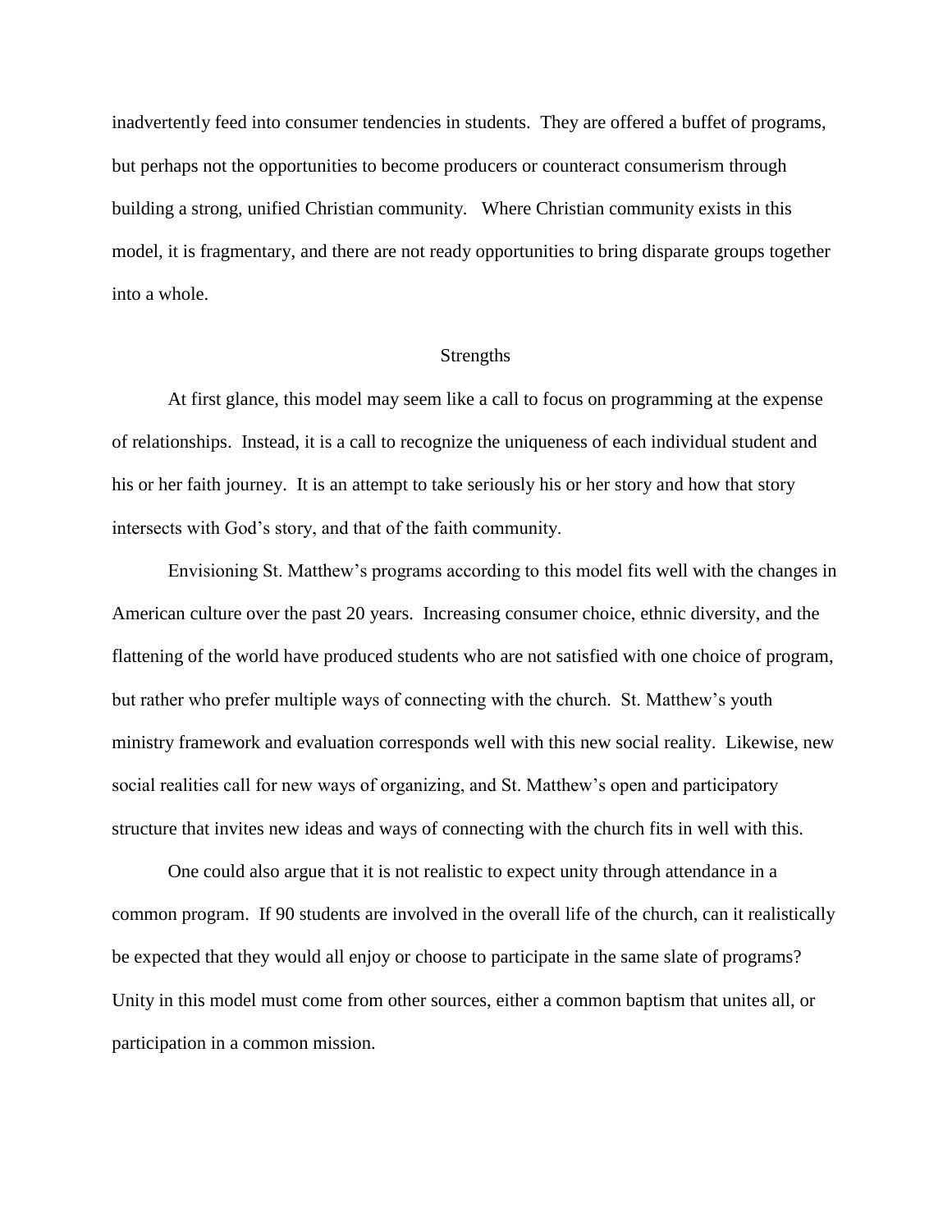inadvertently feed into consumer tendencies in students. They are offered a buffet of programs, but perhaps not the opportunities to become producers or counteract consumerism through building a strong, unified Christian community. Where Christian community exists in this model, it is fragmentary, and there are not ready opportunities to bring disparate groups together into a whole.

## Strengths

At first glance, this model may seem like a call to focus on programming at the expense of relationships. Instead, it is a call to recognize the uniqueness of each individual student and his or her faith journey. It is an attempt to take seriously his or her story and how that story intersects with God's story, and that of the faith community.

Envisioning St. Matthew's programs according to this model fits well with the changes in American culture over the past 20 years. Increasing consumer choice, ethnic diversity, and the flattening of the world have produced students who are not satisfied with one choice of program, but rather who prefer multiple ways of connecting with the church. St. Matthew's youth ministry framework and evaluation corresponds well with this new social reality. Likewise, new social realities call for new ways of organizing, and St. Matthew's open and participatory structure that invites new ideas and ways of connecting with the church fits in well with this.

One could also argue that it is not realistic to expect unity through attendance in a common program. If 90 students are involved in the overall life of the church, can it realistically be expected that they would all enjoy or choose to participate in the same slate of programs? Unity in this model must come from other sources, either a common baptism that unites all, or participation in a common mission.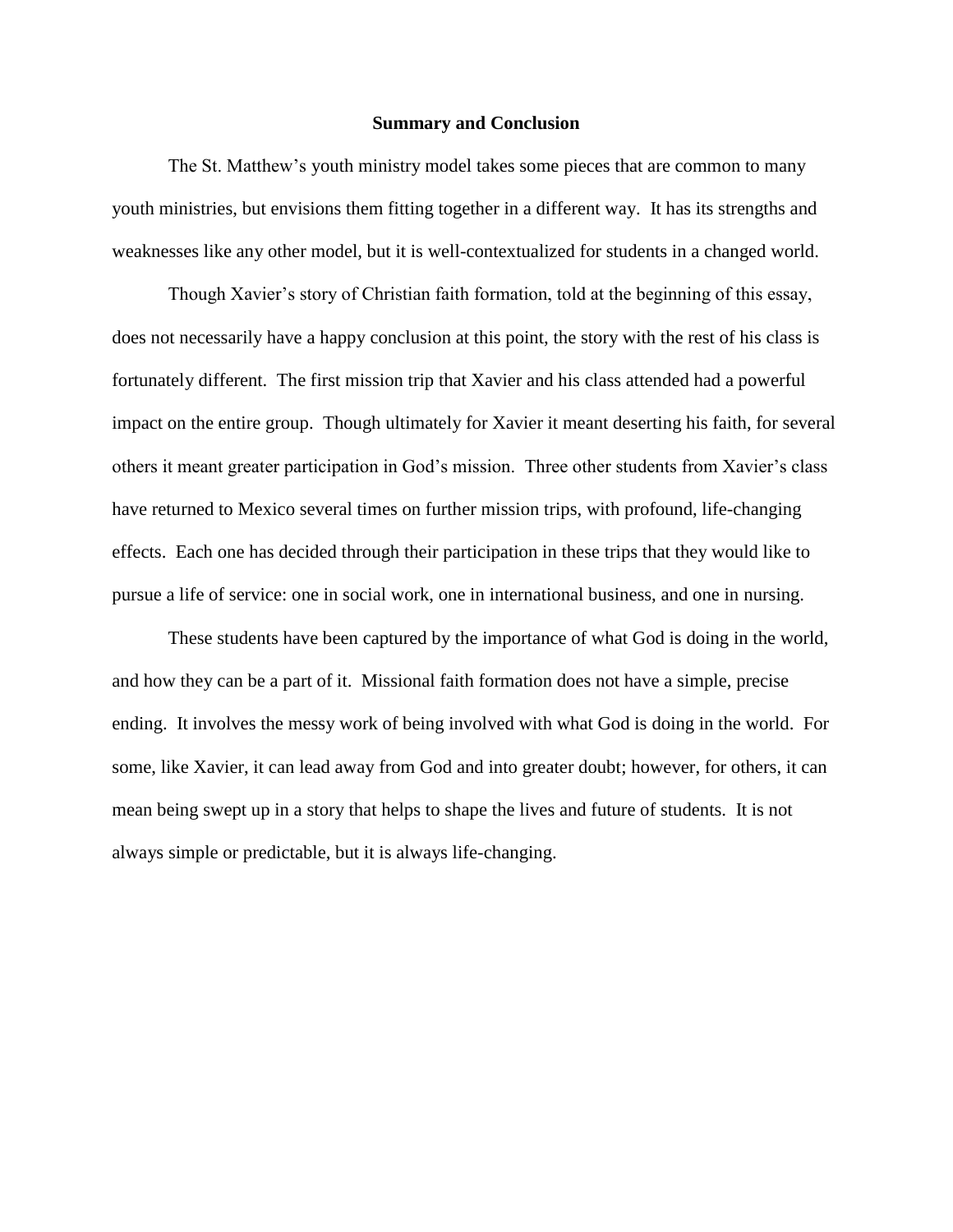## Summary and Conclusion

The St. Matthew's youth ministry model takes some pieces that are common to many youth ministries, but envisions them fitting together in a different way. It has its strengths and weaknesses like any other model, but it is well-contextualized for students in a changed world.

Though Xavier's story of Christian faith formation, told at the beginning of this essay, does not necessarily have a happy conclusion at this point, the story with the rest of his class is fortunately different. The first mission trip that Xavier and his class attended had a powerful impact on the entire group. Though ultimately for Xavier it meant deserting his faith, for several others it meant greater participation in God's mission. Three other students from Xavier's class have returned to Mexico several times on further mission trips, with profound, life-changing effects. Each one has decided through their participation in these trips that they would like to pursue a life of service: one in social work, one in international business, and one in nursing.

These students have been captured by the importance of what God is doing in the world, and how they can be a part of it. Missional faith formation does not have a simple, precise ending. It involves the messy work of being involved with what God is doing in the world. For some, like Xavier, it can lead away from God and into greater doubt; however, for others, it can mean being swept up in a story that helps to shape the lives and future of students. It is not always simple or predictable, but it is always life-changing.